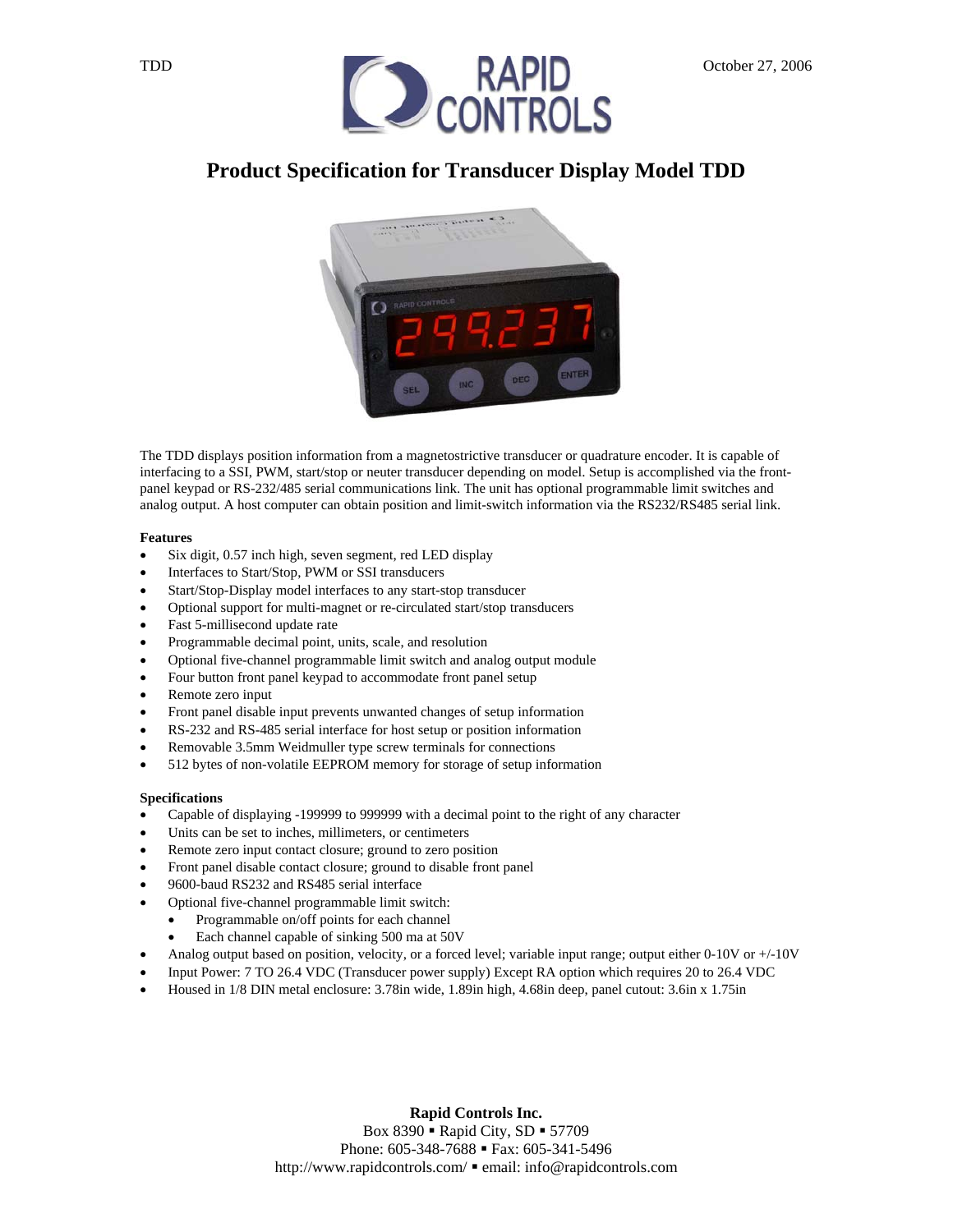TDD October 27, 2006

# Product Specification for Transducer Display Model TDD

The TDD displays position information from a magnetostrictive transducer or quadrature encoder. It is capable of interfacing to a SSI, PWM, start/stop or neuter transducer depending on model. Setup is accomplished via the front-panel keypad or RS-232/485 serial communications link. The unit has optional programmable limit switches and analog output. A host computer can obtain position and limit-switch information via the RS232/RS485 serial link.

**Features**

- Six digit, 0.57 inch high, seven segment, red LED display
- Interfaces to Start/Stop, PWM or SSI transducers
- Start/Stop-Display model interfaces to any start-stop transducer
- Optional support for multi-magnet or re-circulated start/stop transducers
- Fast 5-millisecond update rate
- Programmable decimal point, units, scale, and resolution
- Optional five-channel programmable limit switch and analog output module
- Four button front panel keypad to accommodate front panel setup
- Remote zero input
- Front panel disable input prevents unwanted changes of setup information
- RS-232 and RS-485 serial interface for host setup or position information
- Removable 3.5mm Weidmuller type screw terminals for connections
- 512 bytes of non-volatile EEPROM memory for storage of setup information

**Specifications**

- Capable of displaying -199999 to 999999 with a decimal point to the right of any character
- Units can be set to inches, millimeters, or centimeters
- Remote zero input contact closure; ground to zero position
- Front panel disable contact closure; ground to disable front panel
- 9600-baud RS232 and RS485 serial interface
- Optional five-channel programmable limit switch:
  - Programmable on/off points for each channel
  - Each channel capable of sinking 500 ma at 50V
- Analog output based on position, velocity, or a forced level; variable input range; output either 0-10V or +/-10V
- Input Power: 7 TO 26.4 VDC (Transducer power supply) Except RA option which requires 20 to 26.4 VDC
- Housed in 1/8 DIN metal enclosure: 3.78in wide, 1.89in high, 4.68in deep, panel cutout: 3.6in x 1.75in

**Rapid Controls Inc.**
Box 8390 ▪ Rapid City, SD ▪ 57709
Phone: 605-348-7688 ▪ Fax: 605-341-5496
http://www.rapidcontrols.com/ ▪ email: info@rapidcontrols.com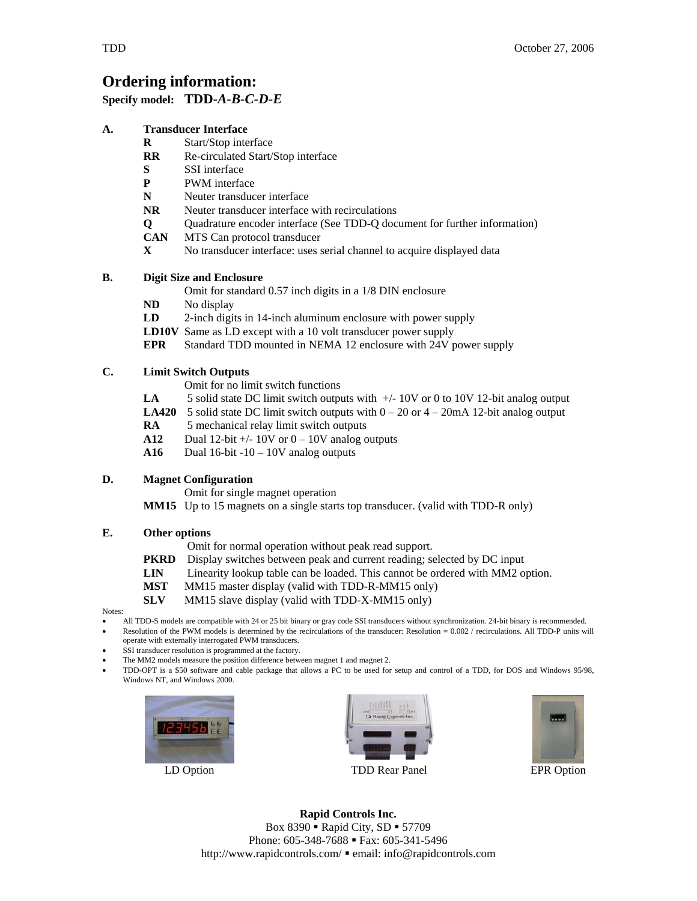# Ordering information:

**Specify model:** ***TDD-A-B-C-D-E***

**A. Transducer Interface**

| | |
|---|---|
| **R** | Start/Stop interface |
| **RR** | Re-circulated Start/Stop interface |
| **S** | SSI interface |
| **P** | PWM interface |
| **N** | Neuter transducer interface |
| **NR** | Neuter transducer interface with recirculations |
| **Q** | Quadrature encoder interface (See TDD-Q document for further information) |
| **CAN** | MTS Can protocol transducer |
| **X** | No transducer interface: uses serial channel to acquire displayed data |

**B. Digit Size and Enclosure**

| | |
|---|---|
| | Omit for standard 0.57 inch digits in a 1/8 DIN enclosure |
| **ND** | No display |
| **LD** | 2-inch digits in 14-inch aluminum enclosure with power supply |
| **LD10V** | Same as LD except with a 10 volt transducer power supply |
| **EPR** | Standard TDD mounted in NEMA 12 enclosure with 24V power supply |

**C. Limit Switch Outputs**

| | |
|---|---|
| | Omit for no limit switch functions |
| **LA** | 5 solid state DC limit switch outputs with +/- 10V or 0 to 10V 12-bit analog output |
| **LA420** | 5 solid state DC limit switch outputs with 0 – 20 or 4 – 20mA 12-bit analog output |
| **RA** | 5 mechanical relay limit switch outputs |
| **A12** | Dual 12-bit +/- 10V or 0 – 10V analog outputs |
| **A16** | Dual 16-bit -10 – 10V analog outputs |

**D. Magnet Configuration**

| | |
|---|---|
| | Omit for single magnet operation |
| **MM15** | Up to 15 magnets on a single starts top transducer. (valid with TDD-R only) |

**E. Other options**

| | |
|---|---|
| | Omit for normal operation without peak read support. |
| **PKRD** | Display switches between peak and current reading; selected by DC input |
| **LIN** | Linearity lookup table can be loaded. This cannot be ordered with MM2 option. |
| **MST** | MM15 master display (valid with TDD-R-MM15 only) |
| **SLV** | MM15 slave display (valid with TDD-X-MM15 only) |

Notes:

- All TDD-S models are compatible with 24 or 25 bit binary or gray code SSI transducers without synchronization. 24-bit binary is recommended.
- Resolution of the PWM models is determined by the recirculations of the transducer: Resolution = 0.002 / recirculations. All TDD-P units will operate with externally interrogated PWM transducers.
- SSI transducer resolution is programmed at the factory.
- The MM2 models measure the position difference between magnet 1 and magnet 2.
- TDD-OPT is a $50 software and cable package that allows a PC to be used for setup and control of a TDD, for DOS and Windows 95/98, Windows NT, and Windows 2000.

LD Option

TDD Rear Panel

EPR Option

**Rapid Controls Inc.**
Box 8390 ▪ Rapid City, SD ▪ 57709
Phone: 605-348-7688 ▪ Fax: 605-341-5496
http://www.rapidcontrols.com/ ▪ email: info@rapidcontrols.com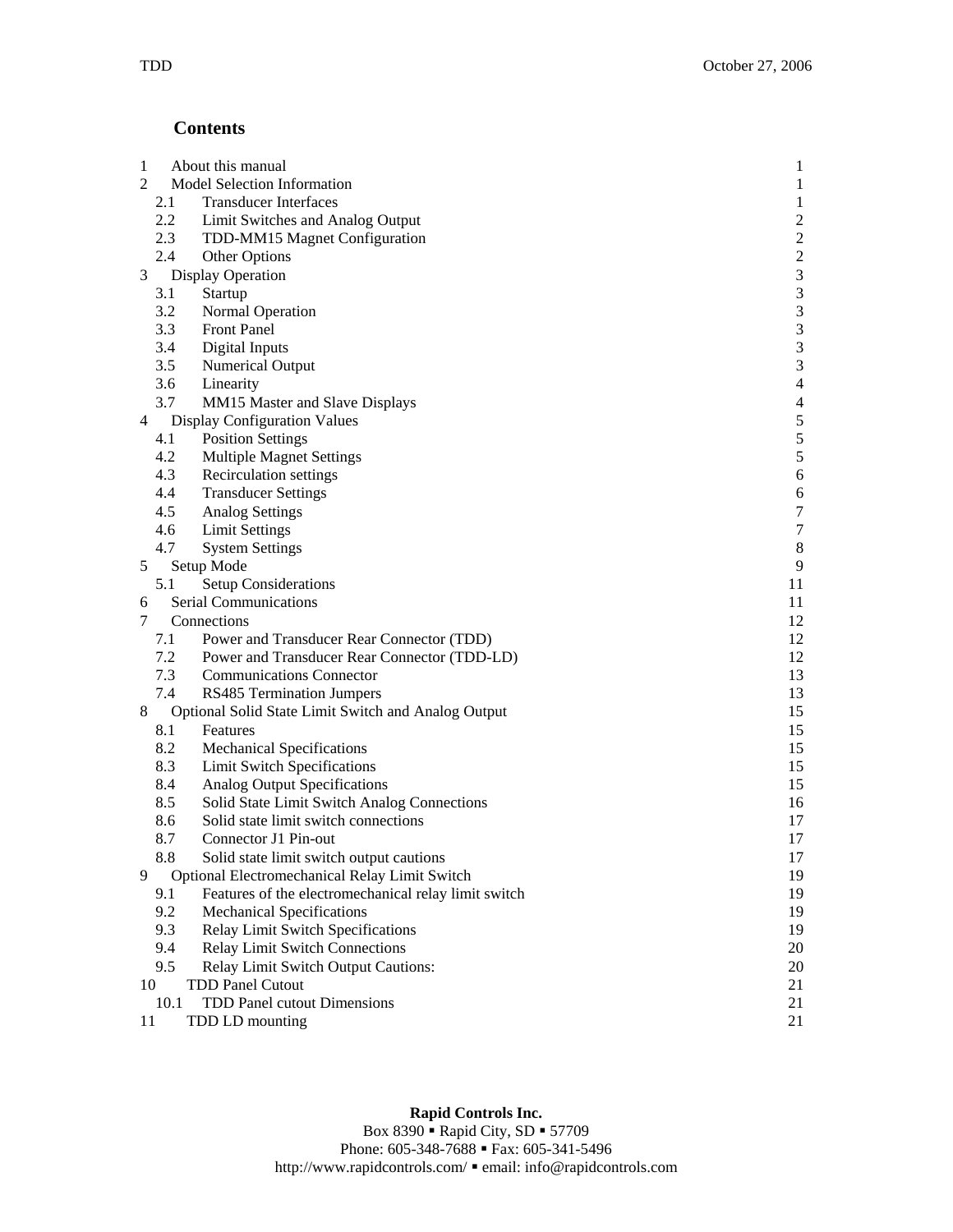## Contents

| | | |
|---|---|---|
| 1 | About this manual | 1 |
| 2 | Model Selection Information | 1 |
| 2.1 | Transducer Interfaces | 1 |
| 2.2 | Limit Switches and Analog Output | 2 |
| 2.3 | TDD-MM15 Magnet Configuration | 2 |
| 2.4 | Other Options | 2 |
| 3 | Display Operation | 3 |
| 3.1 | Startup | 3 |
| 3.2 | Normal Operation | 3 |
| 3.3 | Front Panel | 3 |
| 3.4 | Digital Inputs | 3 |
| 3.5 | Numerical Output | 3 |
| 3.6 | Linearity | 4 |
| 3.7 | MM15 Master and Slave Displays | 4 |
| 4 | Display Configuration Values | 5 |
| 4.1 | Position Settings | 5 |
| 4.2 | Multiple Magnet Settings | 5 |
| 4.3 | Recirculation settings | 6 |
| 4.4 | Transducer Settings | 6 |
| 4.5 | Analog Settings | 7 |
| 4.6 | Limit Settings | 7 |
| 4.7 | System Settings | 8 |
| 5 | Setup Mode | 9 |
| 5.1 | Setup Considerations | 11 |
| 6 | Serial Communications | 11 |
| 7 | Connections | 12 |
| 7.1 | Power and Transducer Rear Connector (TDD) | 12 |
| 7.2 | Power and Transducer Rear Connector (TDD-LD) | 12 |
| 7.3 | Communications Connector | 13 |
| 7.4 | RS485 Termination Jumpers | 13 |
| 8 | Optional Solid State Limit Switch and Analog Output | 15 |
| 8.1 | Features | 15 |
| 8.2 | Mechanical Specifications | 15 |
| 8.3 | Limit Switch Specifications | 15 |
| 8.4 | Analog Output Specifications | 15 |
| 8.5 | Solid State Limit Switch Analog Connections | 16 |
| 8.6 | Solid state limit switch connections | 17 |
| 8.7 | Connector J1 Pin-out | 17 |
| 8.8 | Solid state limit switch output cautions | 17 |
| 9 | Optional Electromechanical Relay Limit Switch | 19 |
| 9.1 | Features of the electromechanical relay limit switch | 19 |
| 9.2 | Mechanical Specifications | 19 |
| 9.3 | Relay Limit Switch Specifications | 19 |
| 9.4 | Relay Limit Switch Connections | 20 |
| 9.5 | Relay Limit Switch Output Cautions: | 20 |
| 10 | TDD Panel Cutout | 21 |
| 10.1 | TDD Panel cutout Dimensions | 21 |
| 11 | TDD LD mounting | 21 |

**Rapid Controls Inc.**
Box 8390 ▪ Rapid City, SD ▪ 57709
Phone: 605-348-7688 ▪ Fax: 605-341-5496
http://www.rapidcontrols.com/ ▪ email: info@rapidcontrols.com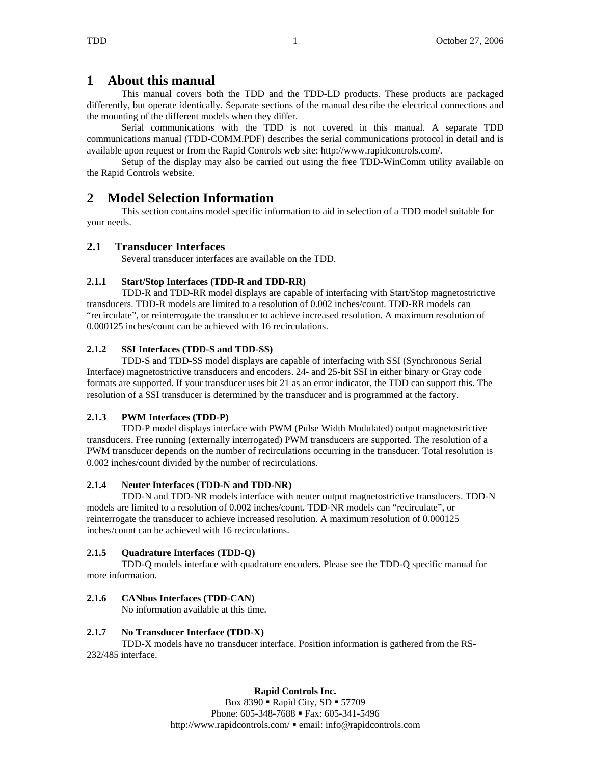# 1 About this manual

This manual covers both the TDD and the TDD-LD products. These products are packaged differently, but operate identically. Separate sections of the manual describe the electrical connections and the mounting of the different models when they differ.

Serial communications with the TDD is not covered in this manual. A separate TDD communications manual (TDD-COMM.PDF) describes the serial communications protocol in detail and is available upon request or from the Rapid Controls web site: http://www.rapidcontrols.com/.

Setup of the display may also be carried out using the free TDD-WinComm utility available on the Rapid Controls website.

# 2 Model Selection Information

This section contains model specific information to aid in selection of a TDD model suitable for your needs.

## 2.1 Transducer Interfaces

Several transducer interfaces are available on the TDD.

### 2.1.1 Start/Stop Interfaces (TDD-R and TDD-RR)

TDD-R and TDD-RR model displays are capable of interfacing with Start/Stop magnetostrictive transducers. TDD-R models are limited to a resolution of 0.002 inches/count. TDD-RR models can "recirculate", or reinterrogate the transducer to achieve increased resolution. A maximum resolution of 0.000125 inches/count can be achieved with 16 recirculations.

### 2.1.2 SSI Interfaces (TDD-S and TDD-SS)

TDD-S and TDD-SS model displays are capable of interfacing with SSI (Synchronous Serial Interface) magnetostrictive transducers and encoders. 24- and 25-bit SSI in either binary or Gray code formats are supported. If your transducer uses bit 21 as an error indicator, the TDD can support this. The resolution of a SSI transducer is determined by the transducer and is programmed at the factory.

### 2.1.3 PWM Interfaces (TDD-P)

TDD-P model displays interface with PWM (Pulse Width Modulated) output magnetostrictive transducers. Free running (externally interrogated) PWM transducers are supported. The resolution of a PWM transducer depends on the number of recirculations occurring in the transducer. Total resolution is 0.002 inches/count divided by the number of recirculations.

### 2.1.4 Neuter Interfaces (TDD-N and TDD-NR)

TDD-N and TDD-NR models interface with neuter output magnetostrictive transducers. TDD-N models are limited to a resolution of 0.002 inches/count. TDD-NR models can "recirculate", or reinterrogate the transducer to achieve increased resolution. A maximum resolution of 0.000125 inches/count can be achieved with 16 recirculations.

### 2.1.5 Quadrature Interfaces (TDD-Q)

TDD-Q models interface with quadrature encoders. Please see the TDD-Q specific manual for more information.

### 2.1.6 CANbus Interfaces (TDD-CAN)

No information available at this time.

### 2.1.7 No Transducer Interface (TDD-X)

TDD-X models have no transducer interface. Position information is gathered from the RS-232/485 interface.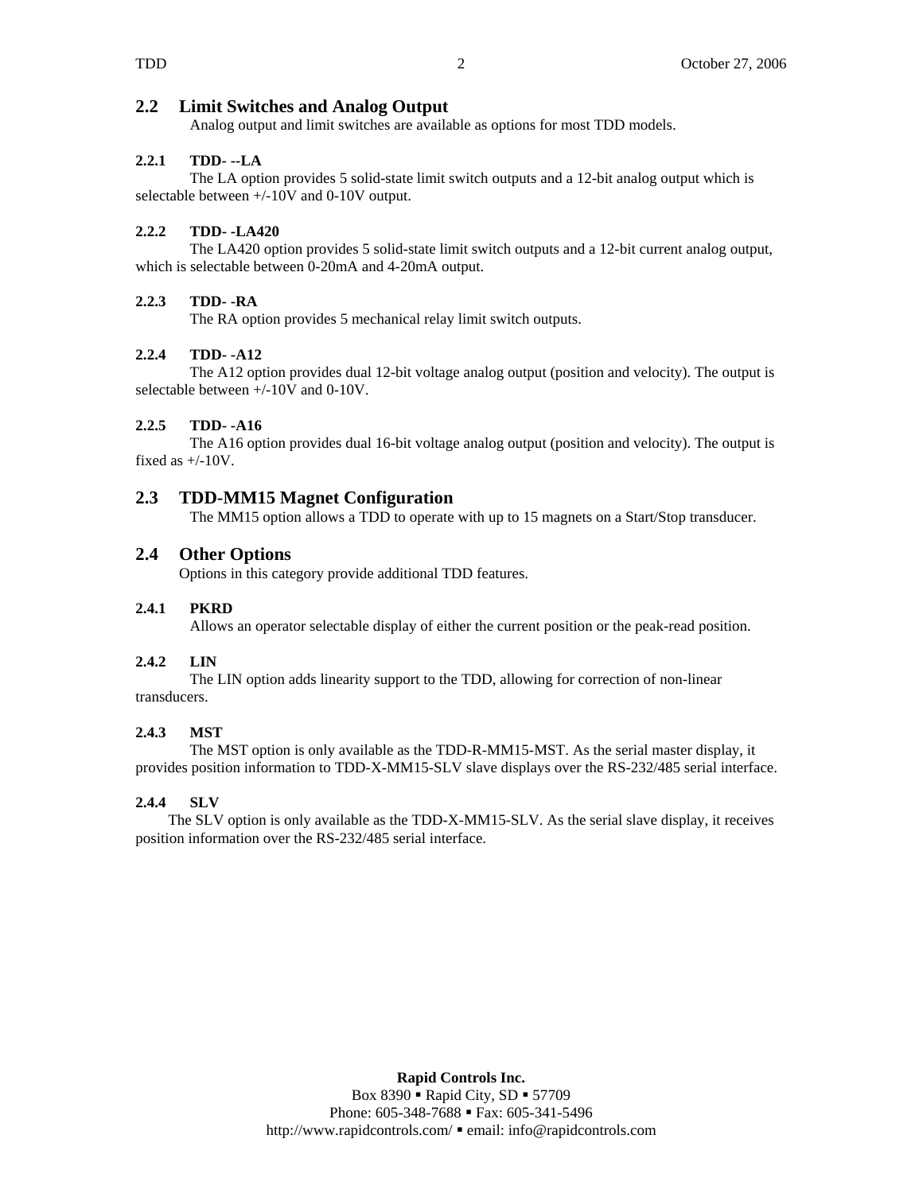## 2.2 Limit Switches and Analog Output

Analog output and limit switches are available as options for most TDD models.

### 2.2.1 TDD- --LA

The LA option provides 5 solid-state limit switch outputs and a 12-bit analog output which is selectable between +/-10V and 0-10V output.

### 2.2.2 TDD- -LA420

The LA420 option provides 5 solid-state limit switch outputs and a 12-bit current analog output, which is selectable between 0-20mA and 4-20mA output.

### 2.2.3 TDD- -RA

The RA option provides 5 mechanical relay limit switch outputs.

### 2.2.4 TDD- -A12

The A12 option provides dual 12-bit voltage analog output (position and velocity). The output is selectable between +/-10V and 0-10V.

### 2.2.5 TDD- -A16

The A16 option provides dual 16-bit voltage analog output (position and velocity). The output is fixed as +/-10V.

## 2.3 TDD-MM15 Magnet Configuration

The MM15 option allows a TDD to operate with up to 15 magnets on a Start/Stop transducer.

## 2.4 Other Options

Options in this category provide additional TDD features.

### 2.4.1 PKRD

Allows an operator selectable display of either the current position or the peak-read position.

### 2.4.2 LIN

The LIN option adds linearity support to the TDD, allowing for correction of non-linear transducers.

### 2.4.3 MST

The MST option is only available as the TDD-R-MM15-MST. As the serial master display, it provides position information to TDD-X-MM15-SLV slave displays over the RS-232/485 serial interface.

### 2.4.4 SLV

The SLV option is only available as the TDD-X-MM15-SLV. As the serial slave display, it receives position information over the RS-232/485 serial interface.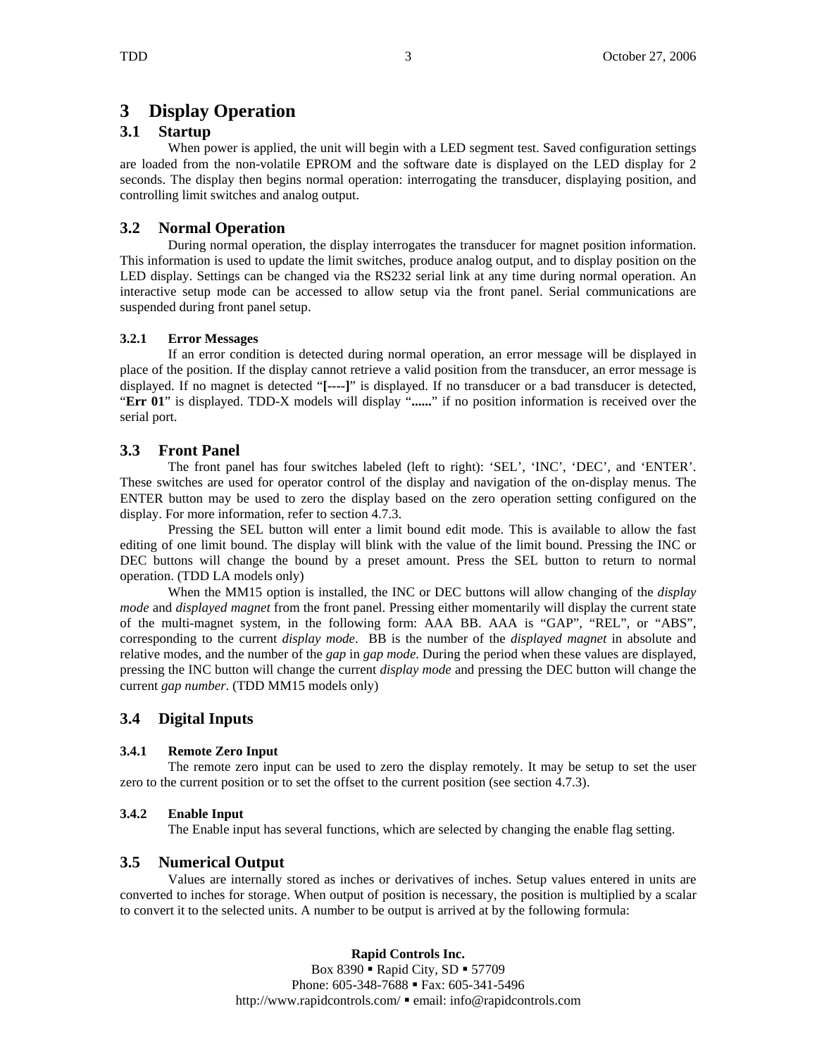# 3 Display Operation

## 3.1 Startup

When power is applied, the unit will begin with a LED segment test. Saved configuration settings are loaded from the non-volatile EPROM and the software date is displayed on the LED display for 2 seconds. The display then begins normal operation: interrogating the transducer, displaying position, and controlling limit switches and analog output.

## 3.2 Normal Operation

During normal operation, the display interrogates the transducer for magnet position information. This information is used to update the limit switches, produce analog output, and to display position on the LED display. Settings can be changed via the RS232 serial link at any time during normal operation. An interactive setup mode can be accessed to allow setup via the front panel. Serial communications are suspended during front panel setup.

### 3.2.1 Error Messages

If an error condition is detected during normal operation, an error message will be displayed in place of the position. If the display cannot retrieve a valid position from the transducer, an error message is displayed. If no magnet is detected "**[----]**" is displayed. If no transducer or a bad transducer is detected, "**Err 01**" is displayed. TDD-X models will display "**......**" if no position information is received over the serial port.

## 3.3 Front Panel

The front panel has four switches labeled (left to right): 'SEL', 'INC', 'DEC', and 'ENTER'. These switches are used for operator control of the display and navigation of the on-display menus. The ENTER button may be used to zero the display based on the zero operation setting configured on the display. For more information, refer to section 4.7.3.

Pressing the SEL button will enter a limit bound edit mode. This is available to allow the fast editing of one limit bound. The display will blink with the value of the limit bound. Pressing the INC or DEC buttons will change the bound by a preset amount. Press the SEL button to return to normal operation. (TDD LA models only)

When the MM15 option is installed, the INC or DEC buttons will allow changing of the *display mode* and *displayed magnet* from the front panel. Pressing either momentarily will display the current state of the multi-magnet system, in the following form: AAA BB. AAA is "GAP", "REL", or "ABS", corresponding to the current *display mode*. BB is the number of the *displayed magnet* in absolute and relative modes, and the number of the *gap* in *gap mode*. During the period when these values are displayed, pressing the INC button will change the current *display mode* and pressing the DEC button will change the current *gap number*. (TDD MM15 models only)

## 3.4 Digital Inputs

### 3.4.1 Remote Zero Input

The remote zero input can be used to zero the display remotely. It may be setup to set the user zero to the current position or to set the offset to the current position (see section 4.7.3).

### 3.4.2 Enable Input

The Enable input has several functions, which are selected by changing the enable flag setting.

## 3.5 Numerical Output

Values are internally stored as inches or derivatives of inches. Setup values entered in units are converted to inches for storage. When output of position is necessary, the position is multiplied by a scalar to convert it to the selected units. A number to be output is arrived at by the following formula:

**Rapid Controls Inc.**
Box 8390 ▪ Rapid City, SD ▪ 57709
Phone: 605-348-7688 ▪ Fax: 605-341-5496
http://www.rapidcontrols.com/ ▪ email: info@rapidcontrols.com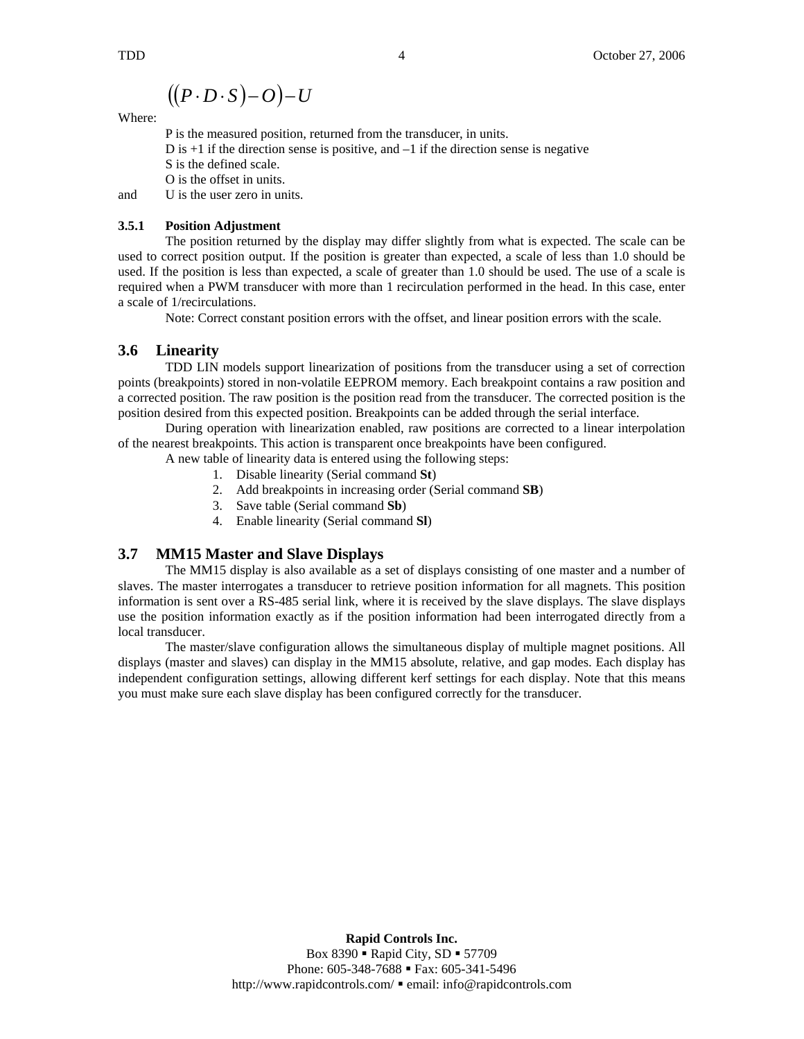$$\left(\left(P \cdot D \cdot S\right) - O\right) - U$$

Where:

P is the measured position, returned from the transducer, in units.

D is +1 if the direction sense is positive, and –1 if the direction sense is negative

S is the defined scale.

O is the offset in units.

and U is the user zero in units.

#### 3.5.1 Position Adjustment

The position returned by the display may differ slightly from what is expected. The scale can be used to correct position output. If the position is greater than expected, a scale of less than 1.0 should be used. If the position is less than expected, a scale of greater than 1.0 should be used. The use of a scale is required when a PWM transducer with more than 1 recirculation performed in the head. In this case, enter a scale of 1/recirculations.

Note: Correct constant position errors with the offset, and linear position errors with the scale.

## 3.6 Linearity

TDD LIN models support linearization of positions from the transducer using a set of correction points (breakpoints) stored in non-volatile EEPROM memory. Each breakpoint contains a raw position and a corrected position. The raw position is the position read from the transducer. The corrected position is the position desired from this expected position. Breakpoints can be added through the serial interface.

During operation with linearization enabled, raw positions are corrected to a linear interpolation of the nearest breakpoints. This action is transparent once breakpoints have been configured.

A new table of linearity data is entered using the following steps:

1. Disable linearity (Serial command **St**)
2. Add breakpoints in increasing order (Serial command **SB**)
3. Save table (Serial command **Sb**)
4. Enable linearity (Serial command **Sl**)

## 3.7 MM15 Master and Slave Displays

The MM15 display is also available as a set of displays consisting of one master and a number of slaves. The master interrogates a transducer to retrieve position information for all magnets. This position information is sent over a RS-485 serial link, where it is received by the slave displays. The slave displays use the position information exactly as if the position information had been interrogated directly from a local transducer.

The master/slave configuration allows the simultaneous display of multiple magnet positions. All displays (master and slaves) can display in the MM15 absolute, relative, and gap modes. Each display has independent configuration settings, allowing different kerf settings for each display. Note that this means you must make sure each slave display has been configured correctly for the transducer.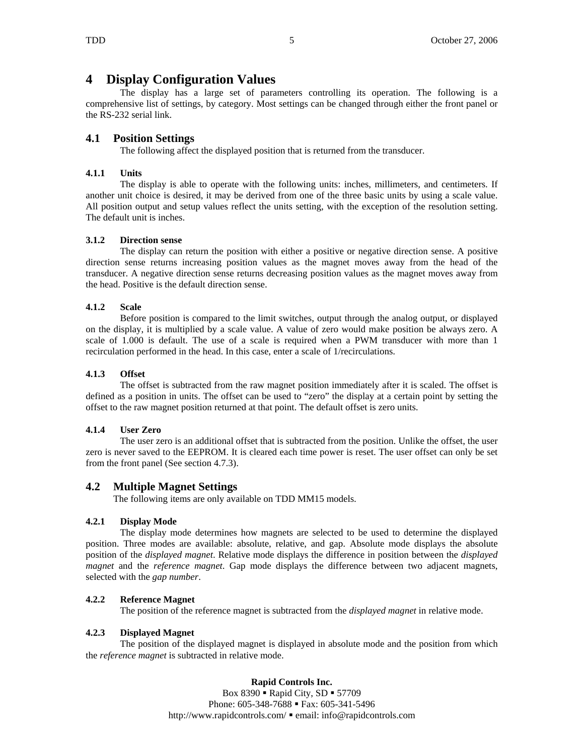# 4 Display Configuration Values

The display has a large set of parameters controlling its operation. The following is a comprehensive list of settings, by category. Most settings can be changed through either the front panel or the RS-232 serial link.

## 4.1 Position Settings

The following affect the displayed position that is returned from the transducer.

#### 4.1.1 Units

The display is able to operate with the following units: inches, millimeters, and centimeters. If another unit choice is desired, it may be derived from one of the three basic units by using a scale value. All position output and setup values reflect the units setting, with the exception of the resolution setting. The default unit is inches.

#### 3.1.2 Direction sense

The display can return the position with either a positive or negative direction sense. A positive direction sense returns increasing position values as the magnet moves away from the head of the transducer. A negative direction sense returns decreasing position values as the magnet moves away from the head. Positive is the default direction sense.

#### 4.1.2 Scale

Before position is compared to the limit switches, output through the analog output, or displayed on the display, it is multiplied by a scale value. A value of zero would make position be always zero. A scale of 1.000 is default. The use of a scale is required when a PWM transducer with more than 1 recirculation performed in the head. In this case, enter a scale of 1/recirculations.

#### 4.1.3 Offset

The offset is subtracted from the raw magnet position immediately after it is scaled. The offset is defined as a position in units. The offset can be used to “zero” the display at a certain point by setting the offset to the raw magnet position returned at that point. The default offset is zero units.

#### 4.1.4 User Zero

The user zero is an additional offset that is subtracted from the position. Unlike the offset, the user zero is never saved to the EEPROM. It is cleared each time power is reset. The user offset can only be set from the front panel (See section 4.7.3).

## 4.2 Multiple Magnet Settings

The following items are only available on TDD MM15 models.

#### 4.2.1 Display Mode

The display mode determines how magnets are selected to be used to determine the displayed position. Three modes are available: absolute, relative, and gap. Absolute mode displays the absolute position of the *displayed magnet*. Relative mode displays the difference in position between the *displayed magnet* and the *reference magnet*. Gap mode displays the difference between two adjacent magnets, selected with the *gap number*.

#### 4.2.2 Reference Magnet

The position of the reference magnet is subtracted from the *displayed magnet* in relative mode.

#### 4.2.3 Displayed Magnet

The position of the displayed magnet is displayed in absolute mode and the position from which the *reference magnet* is subtracted in relative mode.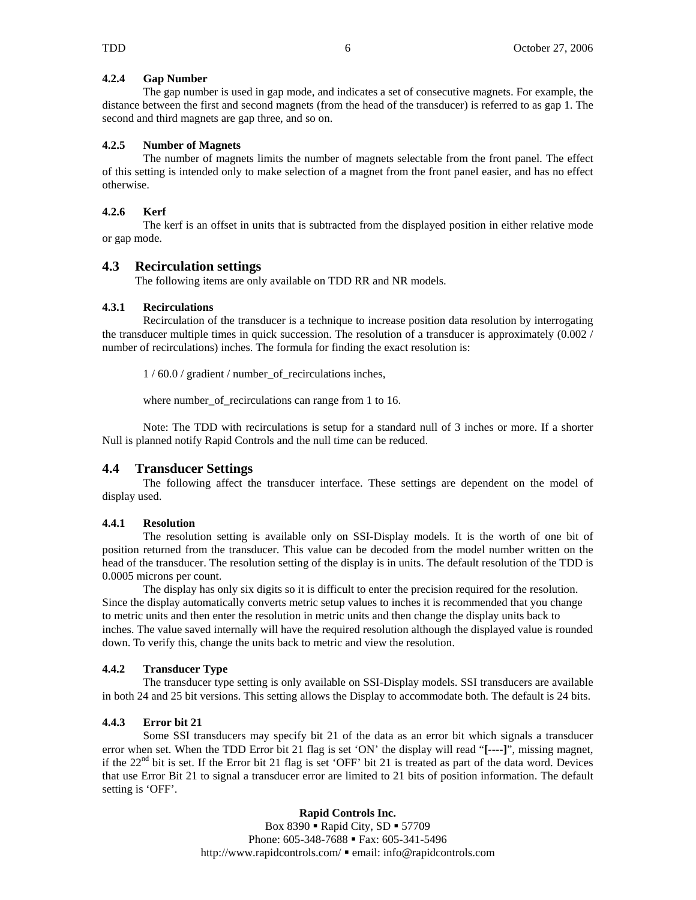#### 4.2.4 Gap Number

The gap number is used in gap mode, and indicates a set of consecutive magnets. For example, the distance between the first and second magnets (from the head of the transducer) is referred to as gap 1. The second and third magnets are gap three, and so on.

#### 4.2.5 Number of Magnets

The number of magnets limits the number of magnets selectable from the front panel. The effect of this setting is intended only to make selection of a magnet from the front panel easier, and has no effect otherwise.

#### 4.2.6 Kerf

The kerf is an offset in units that is subtracted from the displayed position in either relative mode or gap mode.

### 4.3 Recirculation settings

The following items are only available on TDD RR and NR models.

#### 4.3.1 Recirculations

Recirculation of the transducer is a technique to increase position data resolution by interrogating the transducer multiple times in quick succession. The resolution of a transducer is approximately (0.002 / number of recirculations) inches. The formula for finding the exact resolution is:

1 / 60.0 / gradient / number_of_recirculations inches,

where number_of_recirculations can range from 1 to 16.

Note: The TDD with recirculations is setup for a standard null of 3 inches or more. If a shorter Null is planned notify Rapid Controls and the null time can be reduced.

### 4.4 Transducer Settings

The following affect the transducer interface. These settings are dependent on the model of display used.

#### 4.4.1 Resolution

The resolution setting is available only on SSI-Display models. It is the worth of one bit of position returned from the transducer. This value can be decoded from the model number written on the head of the transducer. The resolution setting of the display is in units. The default resolution of the TDD is 0.0005 microns per count.

The display has only six digits so it is difficult to enter the precision required for the resolution. Since the display automatically converts metric setup values to inches it is recommended that you change to metric units and then enter the resolution in metric units and then change the display units back to inches. The value saved internally will have the required resolution although the displayed value is rounded down. To verify this, change the units back to metric and view the resolution.

#### 4.4.2 Transducer Type

The transducer type setting is only available on SSI-Display models. SSI transducers are available in both 24 and 25 bit versions. This setting allows the Display to accommodate both. The default is 24 bits.

#### 4.4.3 Error bit 21

Some SSI transducers may specify bit 21 of the data as an error bit which signals a transducer error when set. When the TDD Error bit 21 flag is set 'ON' the display will read "**[----]**", missing magnet, if the 22nd bit is set. If the Error bit 21 flag is set 'OFF' bit 21 is treated as part of the data word. Devices that use Error Bit 21 to signal a transducer error are limited to 21 bits of position information. The default setting is 'OFF'.

**Rapid Controls Inc.**
Box 8390 ▪ Rapid City, SD ▪ 57709
Phone: 605-348-7688 ▪ Fax: 605-341-5496
http://www.rapidcontrols.com/ ▪ email: info@rapidcontrols.com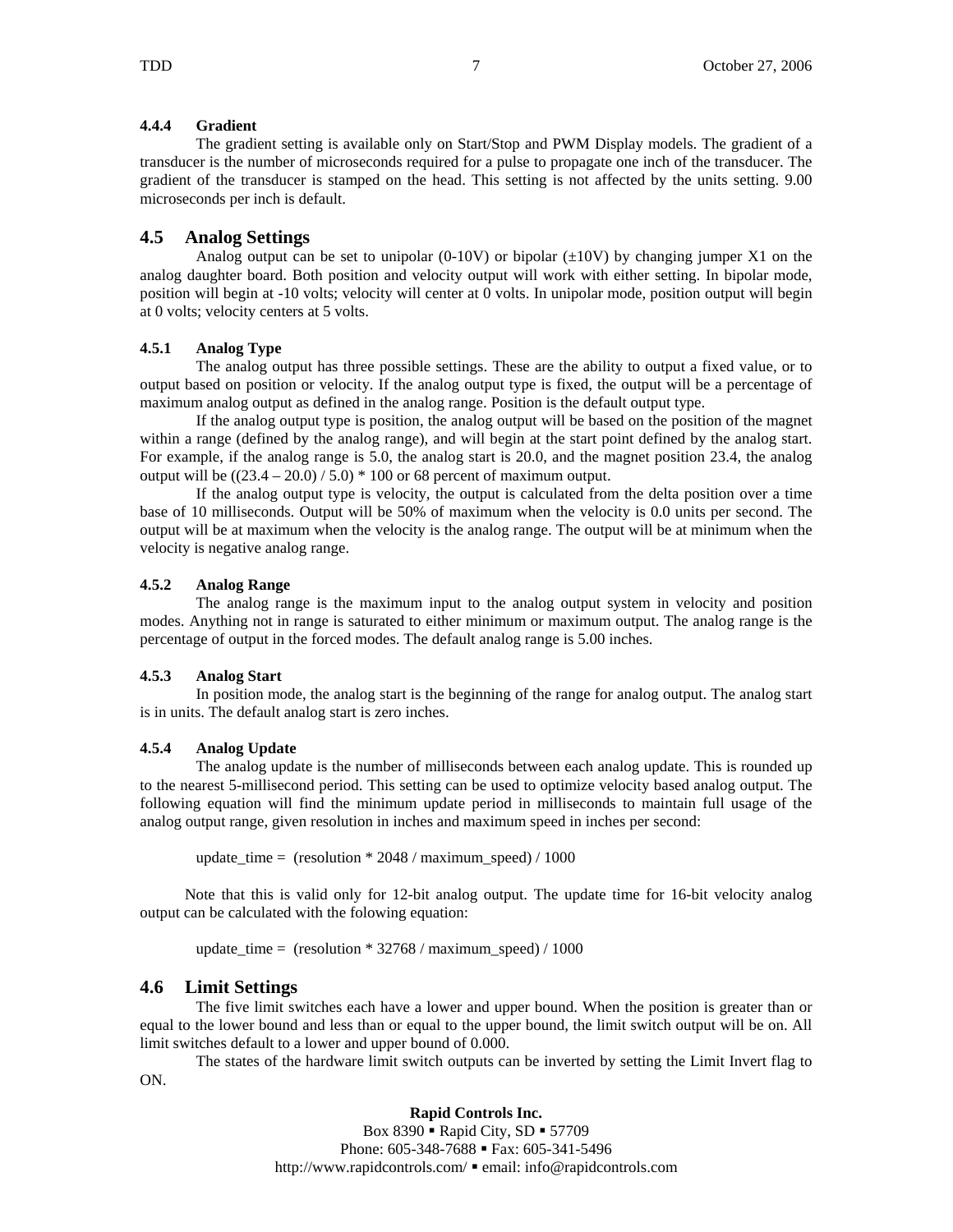#### 4.4.4 Gradient

The gradient setting is available only on Start/Stop and PWM Display models. The gradient of a transducer is the number of microseconds required for a pulse to propagate one inch of the transducer. The gradient of the transducer is stamped on the head. This setting is not affected by the units setting. 9.00 microseconds per inch is default.

## 4.5 Analog Settings

Analog output can be set to unipolar (0-10V) or bipolar (±10V) by changing jumper X1 on the analog daughter board. Both position and velocity output will work with either setting. In bipolar mode, position will begin at -10 volts; velocity will center at 0 volts. In unipolar mode, position output will begin at 0 volts; velocity centers at 5 volts.

#### 4.5.1 Analog Type

The analog output has three possible settings. These are the ability to output a fixed value, or to output based on position or velocity. If the analog output type is fixed, the output will be a percentage of maximum analog output as defined in the analog range. Position is the default output type.

If the analog output type is position, the analog output will be based on the position of the magnet within a range (defined by the analog range), and will begin at the start point defined by the analog start. For example, if the analog range is 5.0, the analog start is 20.0, and the magnet position 23.4, the analog output will be $((23.4 - 20.0) / 5.0) * 100$ or 68 percent of maximum output.

If the analog output type is velocity, the output is calculated from the delta position over a time base of 10 milliseconds. Output will be 50% of maximum when the velocity is 0.0 units per second. The output will be at maximum when the velocity is the analog range. The output will be at minimum when the velocity is negative analog range.

#### 4.5.2 Analog Range

The analog range is the maximum input to the analog output system in velocity and position modes. Anything not in range is saturated to either minimum or maximum output. The analog range is the percentage of output in the forced modes. The default analog range is 5.00 inches.

#### 4.5.3 Analog Start

In position mode, the analog start is the beginning of the range for analog output. The analog start is in units. The default analog start is zero inches.

#### 4.5.4 Analog Update

The analog update is the number of milliseconds between each analog update. This is rounded up to the nearest 5-millisecond period. This setting can be used to optimize velocity based analog output. The following equation will find the minimum update period in milliseconds to maintain full usage of the analog output range, given resolution in inches and maximum speed in inches per second:

update_time = (resolution * 2048 / maximum_speed) / 1000

Note that this is valid only for 12-bit analog output. The update time for 16-bit velocity analog output can be calculated with the folowing equation:

update_time = (resolution * 32768 / maximum_speed) / 1000

## 4.6 Limit Settings

The five limit switches each have a lower and upper bound. When the position is greater than or equal to the lower bound and less than or equal to the upper bound, the limit switch output will be on. All limit switches default to a lower and upper bound of 0.000.

The states of the hardware limit switch outputs can be inverted by setting the Limit Invert flag to ON.

**Rapid Controls Inc.**
Box 8390 ▪ Rapid City, SD ▪ 57709
Phone: 605-348-7688 ▪ Fax: 605-341-5496
http://www.rapidcontrols.com/ ▪ email: info@rapidcontrols.com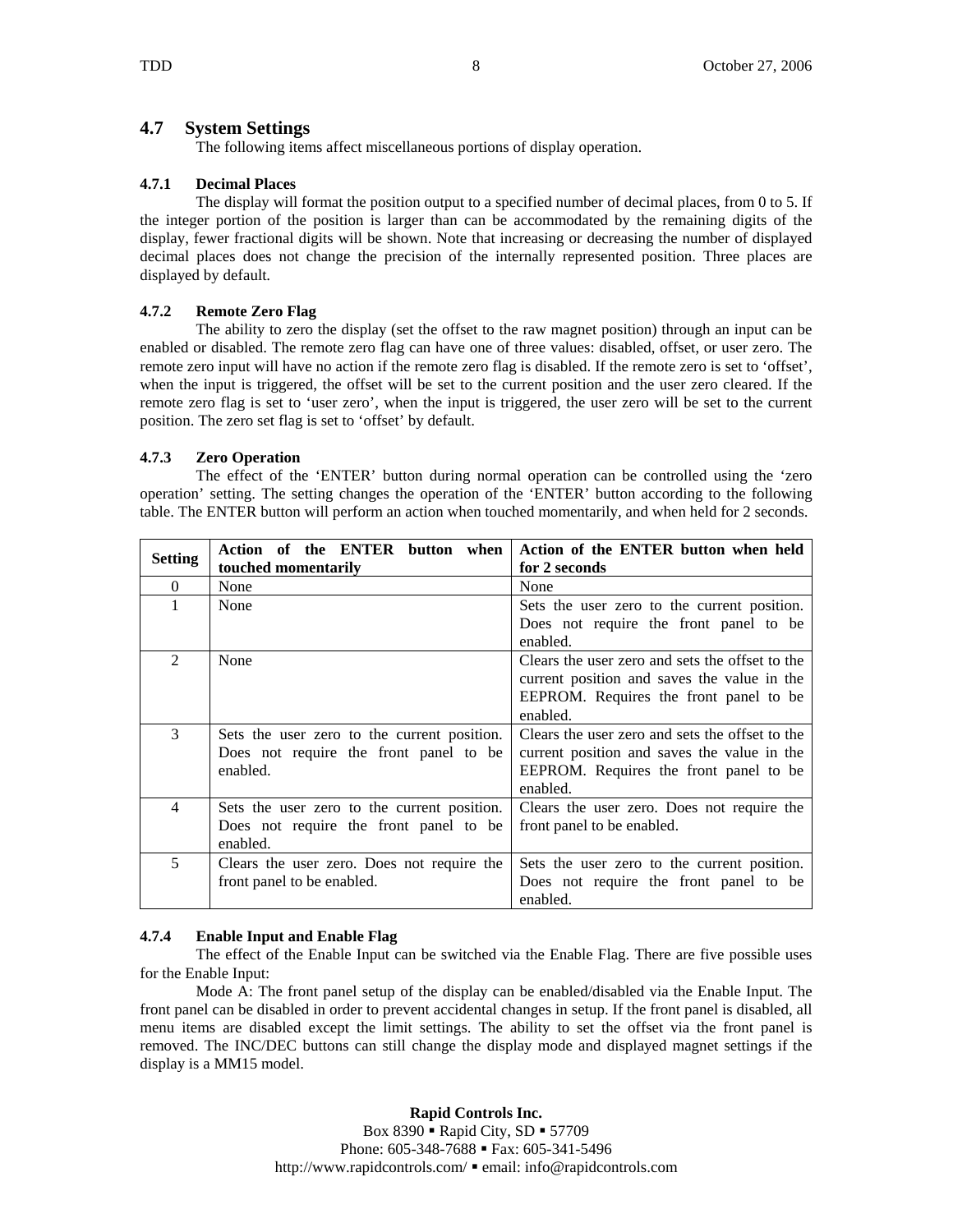## 4.7 System Settings

The following items affect miscellaneous portions of display operation.

### 4.7.1 Decimal Places

The display will format the position output to a specified number of decimal places, from 0 to 5. If the integer portion of the position is larger than can be accommodated by the remaining digits of the display, fewer fractional digits will be shown. Note that increasing or decreasing the number of displayed decimal places does not change the precision of the internally represented position. Three places are displayed by default.

### 4.7.2 Remote Zero Flag

The ability to zero the display (set the offset to the raw magnet position) through an input can be enabled or disabled. The remote zero flag can have one of three values: disabled, offset, or user zero. The remote zero input will have no action if the remote zero flag is disabled. If the remote zero is set to 'offset', when the input is triggered, the offset will be set to the current position and the user zero cleared. If the remote zero flag is set to 'user zero', when the input is triggered, the user zero will be set to the current position. The zero set flag is set to 'offset' by default.

### 4.7.3 Zero Operation

The effect of the 'ENTER' button during normal operation can be controlled using the 'zero operation' setting. The setting changes the operation of the 'ENTER' button according to the following table. The ENTER button will perform an action when touched momentarily, and when held for 2 seconds.

| Setting | Action of the ENTER button when touched momentarily | Action of the ENTER button when held for 2 seconds |
|---|---|---|
| 0 | None | None |
| 1 | None | Sets the user zero to the current position. Does not require the front panel to be enabled. |
| 2 | None | Clears the user zero and sets the offset to the current position and saves the value in the EEPROM. Requires the front panel to be enabled. |
| 3 | Sets the user zero to the current position. Does not require the front panel to be enabled. | Clears the user zero and sets the offset to the current position and saves the value in the EEPROM. Requires the front panel to be enabled. |
| 4 | Sets the user zero to the current position. Does not require the front panel to be enabled. | Clears the user zero. Does not require the front panel to be enabled. |
| 5 | Clears the user zero. Does not require the front panel to be enabled. | Sets the user zero to the current position. Does not require the front panel to be enabled. |

### 4.7.4 Enable Input and Enable Flag

The effect of the Enable Input can be switched via the Enable Flag. There are five possible uses for the Enable Input:

Mode A: The front panel setup of the display can be enabled/disabled via the Enable Input. The front panel can be disabled in order to prevent accidental changes in setup. If the front panel is disabled, all menu items are disabled except the limit settings. The ability to set the offset via the front panel is removed. The INC/DEC buttons can still change the display mode and displayed magnet settings if the display is a MM15 model.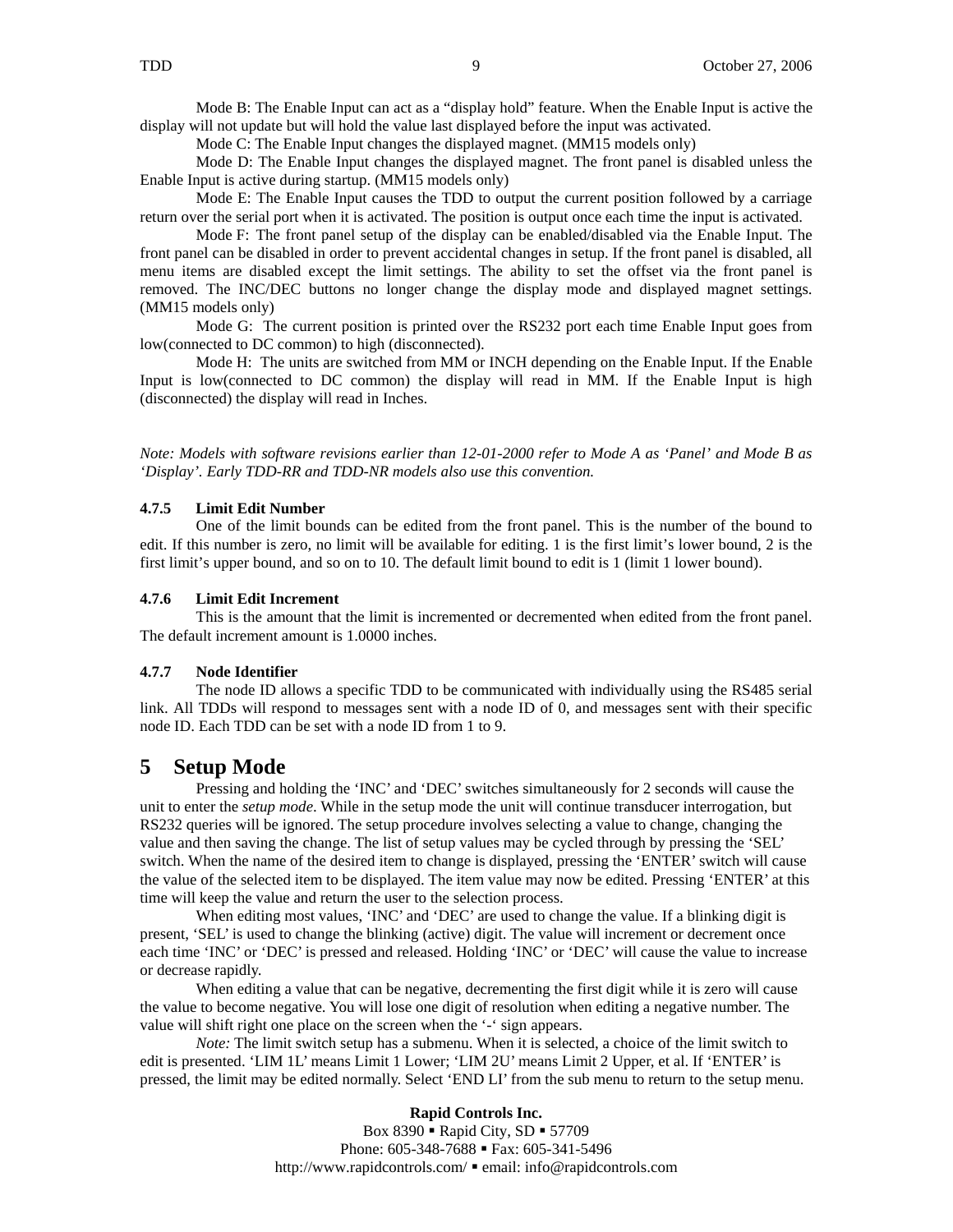Mode B: The Enable Input can act as a “display hold” feature. When the Enable Input is active the display will not update but will hold the value last displayed before the input was activated.

Mode C: The Enable Input changes the displayed magnet. (MM15 models only)

Mode D: The Enable Input changes the displayed magnet. The front panel is disabled unless the Enable Input is active during startup. (MM15 models only)

Mode E: The Enable Input causes the TDD to output the current position followed by a carriage return over the serial port when it is activated. The position is output once each time the input is activated.

Mode F: The front panel setup of the display can be enabled/disabled via the Enable Input. The front panel can be disabled in order to prevent accidental changes in setup. If the front panel is disabled, all menu items are disabled except the limit settings. The ability to set the offset via the front panel is removed. The INC/DEC buttons no longer change the display mode and displayed magnet settings. (MM15 models only)

Mode G: The current position is printed over the RS232 port each time Enable Input goes from low(connected to DC common) to high (disconnected).

Mode H: The units are switched from MM or INCH depending on the Enable Input. If the Enable Input is low(connected to DC common) the display will read in MM. If the Enable Input is high (disconnected) the display will read in Inches.

*Note: Models with software revisions earlier than 12-01-2000 refer to Mode A as ‘Panel’ and Mode B as ‘Display’. Early TDD-RR and TDD-NR models also use this convention.*

### 4.7.5 Limit Edit Number

One of the limit bounds can be edited from the front panel. This is the number of the bound to edit. If this number is zero, no limit will be available for editing. 1 is the first limit’s lower bound, 2 is the first limit’s upper bound, and so on to 10. The default limit bound to edit is 1 (limit 1 lower bound).

### 4.7.6 Limit Edit Increment

This is the amount that the limit is incremented or decremented when edited from the front panel. The default increment amount is 1.0000 inches.

### 4.7.7 Node Identifier

The node ID allows a specific TDD to be communicated with individually using the RS485 serial link. All TDDs will respond to messages sent with a node ID of 0, and messages sent with their specific node ID. Each TDD can be set with a node ID from 1 to 9.

# 5 Setup Mode

Pressing and holding the ‘INC’ and ‘DEC’ switches simultaneously for 2 seconds will cause the unit to enter the *setup mode*. While in the setup mode the unit will continue transducer interrogation, but RS232 queries will be ignored. The setup procedure involves selecting a value to change, changing the value and then saving the change. The list of setup values may be cycled through by pressing the ‘SEL’ switch. When the name of the desired item to change is displayed, pressing the ‘ENTER’ switch will cause the value of the selected item to be displayed. The item value may now be edited. Pressing ‘ENTER’ at this time will keep the value and return the user to the selection process.

When editing most values, ‘INC’ and ‘DEC’ are used to change the value. If a blinking digit is present, ‘SEL’ is used to change the blinking (active) digit. The value will increment or decrement once each time ‘INC’ or ‘DEC’ is pressed and released. Holding ‘INC’ or ‘DEC’ will cause the value to increase or decrease rapidly.

When editing a value that can be negative, decrementing the first digit while it is zero will cause the value to become negative. You will lose one digit of resolution when editing a negative number. The value will shift right one place on the screen when the ‘-‘ sign appears.

*Note:* The limit switch setup has a submenu. When it is selected, a choice of the limit switch to edit is presented. ‘LIM 1L’ means Limit 1 Lower; ‘LIM 2U’ means Limit 2 Upper, et al. If ‘ENTER’ is pressed, the limit may be edited normally. Select ‘END LI’ from the sub menu to return to the setup menu.

**Rapid Controls Inc.**
Box 8390 ▪ Rapid City, SD ▪ 57709
Phone: 605-348-7688 ▪ Fax: 605-341-5496
http://www.rapidcontrols.com/ ▪ email: info@rapidcontrols.com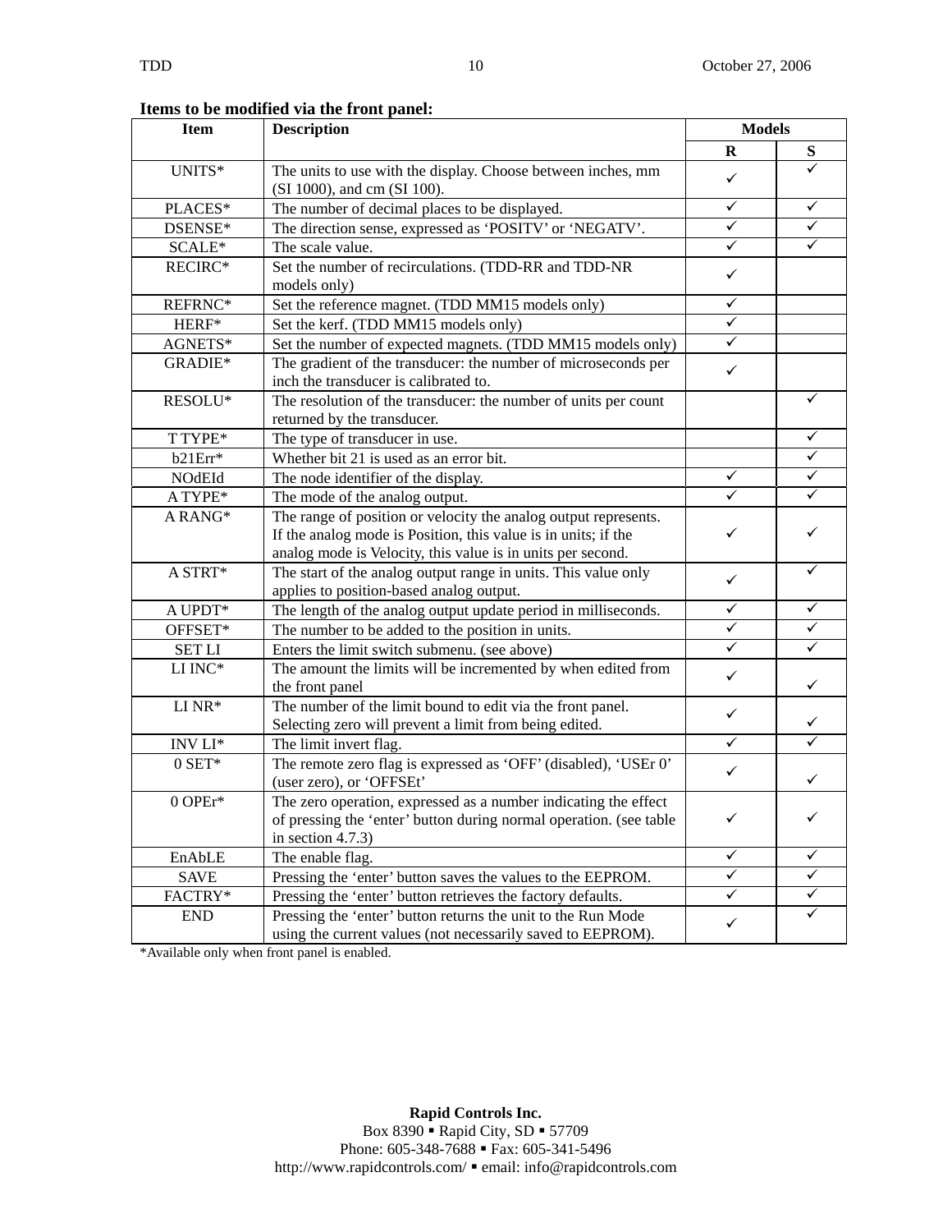**Items to be modified via the front panel:**

| Item | Description | Models | |
|---|---|---|---|
| | | R | S |
| UNITS* | The units to use with the display. Choose between inches, mm (SI 1000), and cm (SI 100). | ✓ | ✓ |
| PLACES* | The number of decimal places to be displayed. | ✓ | ✓ |
| DSENSE* | The direction sense, expressed as 'POSITV' or 'NEGATV'. | ✓ | ✓ |
| SCALE* | The scale value. | ✓ | ✓ |
| RECIRC* | Set the number of recirculations. (TDD-RR and TDD-NR models only) | ✓ | |
| REFRNC* | Set the reference magnet. (TDD MM15 models only) | ✓ | |
| HERF* | Set the kerf. (TDD MM15 models only) | ✓ | |
| AGNETS* | Set the number of expected magnets. (TDD MM15 models only) | ✓ | |
| GRADIE* | The gradient of the transducer: the number of microseconds per inch the transducer is calibrated to. | ✓ | |
| RESOLU* | The resolution of the transducer: the number of units per count returned by the transducer. | | ✓ |
| T TYPE* | The type of transducer in use. | | ✓ |
| b21Err* | Whether bit 21 is used as an error bit. | | ✓ |
| NOdEId | The node identifier of the display. | ✓ | ✓ |
| A TYPE* | The mode of the analog output. | ✓ | ✓ |
| A RANG* | The range of position or velocity the analog output represents. If the analog mode is Position, this value is in units; if the analog mode is Velocity, this value is in units per second. | ✓ | ✓ |
| A STRT* | The start of the analog output range in units. This value only applies to position-based analog output. | ✓ | ✓ |
| A UPDT* | The length of the analog output update period in milliseconds. | ✓ | ✓ |
| OFFSET* | The number to be added to the position in units. | ✓ | ✓ |
| SET LI | Enters the limit switch submenu. (see above) | ✓ | ✓ |
| LI INC* | The amount the limits will be incremented by when edited from the front panel | ✓ | ✓ |
| LI NR* | The number of the limit bound to edit via the front panel. Selecting zero will prevent a limit from being edited. | ✓ | ✓ |
| INV LI* | The limit invert flag. | ✓ | ✓ |
| 0 SET* | The remote zero flag is expressed as 'OFF' (disabled), 'USEr 0' (user zero), or 'OFFSEt' | ✓ | ✓ |
| 0 OPEr* | The zero operation, expressed as a number indicating the effect of pressing the 'enter' button during normal operation. (see table in section 4.7.3) | ✓ | ✓ |
| EnAbLE | The enable flag. | ✓ | ✓ |
| SAVE | Pressing the 'enter' button saves the values to the EEPROM. | ✓ | ✓ |
| FACTRY* | Pressing the 'enter' button retrieves the factory defaults. | ✓ | ✓ |
| END | Pressing the 'enter' button returns the unit to the Run Mode using the current values (not necessarily saved to EEPROM). | ✓ | ✓ |

*Available only when front panel is enabled.

**Rapid Controls Inc.**
Box 8390 ▪ Rapid City, SD ▪ 57709
Phone: 605-348-7688 ▪ Fax: 605-341-5496
http://www.rapidcontrols.com/ ▪ email: info@rapidcontrols.com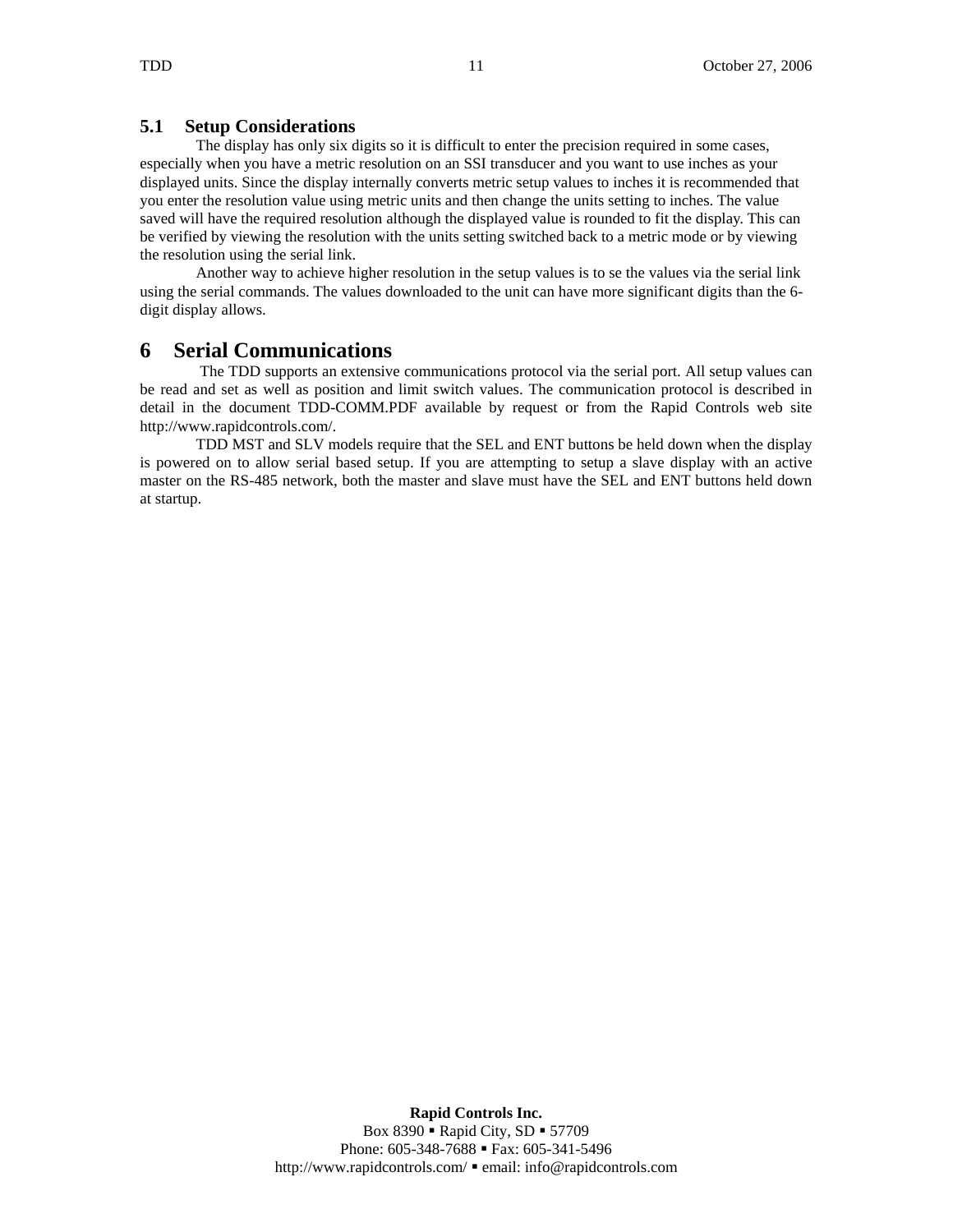## 5.1 Setup Considerations

The display has only six digits so it is difficult to enter the precision required in some cases, especially when you have a metric resolution on an SSI transducer and you want to use inches as your displayed units. Since the display internally converts metric setup values to inches it is recommended that you enter the resolution value using metric units and then change the units setting to inches. The value saved will have the required resolution although the displayed value is rounded to fit the display. This can be verified by viewing the resolution with the units setting switched back to a metric mode or by viewing the resolution using the serial link.

Another way to achieve higher resolution in the setup values is to se the values via the serial link using the serial commands. The values downloaded to the unit can have more significant digits than the 6-digit display allows.

# 6 Serial Communications

The TDD supports an extensive communications protocol via the serial port. All setup values can be read and set as well as position and limit switch values. The communication protocol is described in detail in the document TDD-COMM.PDF available by request or from the Rapid Controls web site http://www.rapidcontrols.com/.

TDD MST and SLV models require that the SEL and ENT buttons be held down when the display is powered on to allow serial based setup. If you are attempting to setup a slave display with an active master on the RS-485 network, both the master and slave must have the SEL and ENT buttons held down at startup.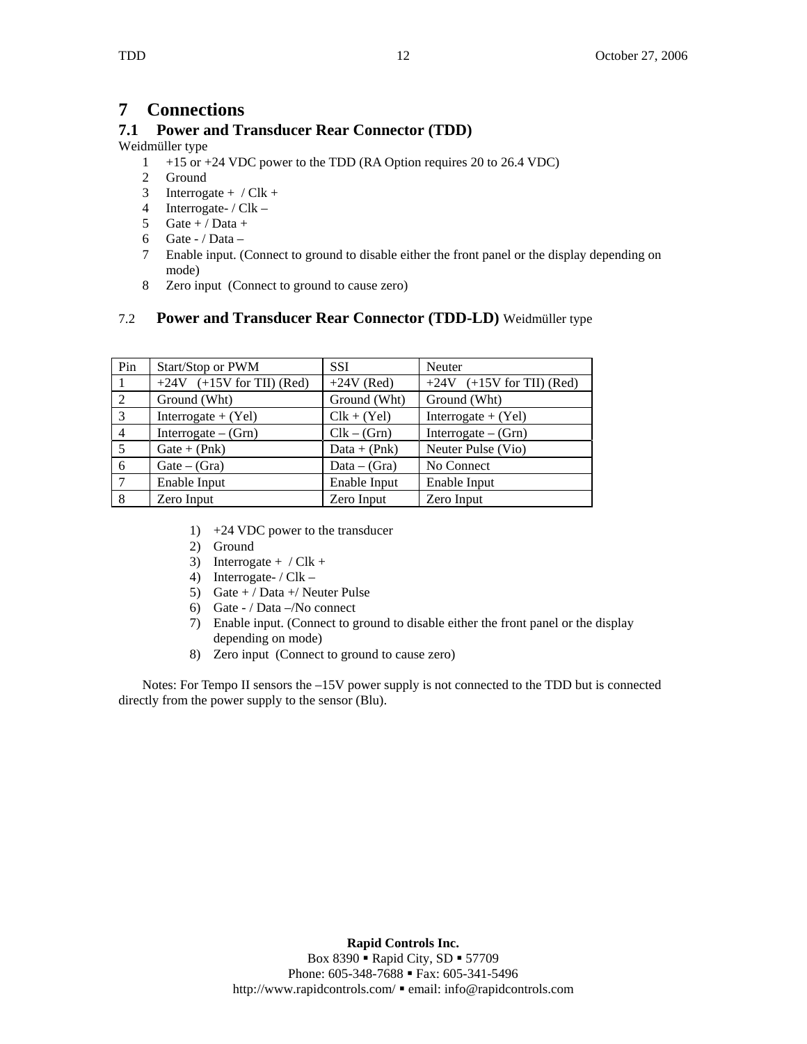# 7 Connections

## 7.1 Power and Transducer Rear Connector (TDD)

Weidmüller type

1. +15 or +24 VDC power to the TDD (RA Option requires 20 to 26.4 VDC)
2. Ground
3. Interrogate + / Clk +
4. Interrogate- / Clk –
5. Gate + / Data +
6. Gate - / Data –
7. Enable input. (Connect to ground to disable either the front panel or the display depending on mode)
8. Zero input (Connect to ground to cause zero)

## 7.2 Power and Transducer Rear Connector (TDD-LD) Weidmüller type

| Pin | Start/Stop or PWM | SSI | Neuter |
|---|---|---|---|
| 1 | +24V (+15V for TII) (Red) | +24V (Red) | +24V (+15V for TII) (Red) |
| 2 | Ground (Wht) | Ground (Wht) | Ground (Wht) |
| 3 | Interrogate + (Yel) | Clk + (Yel) | Interrogate + (Yel) |
| 4 | Interrogate – (Grn) | Clk – (Grn) | Interrogate – (Grn) |
| 5 | Gate + (Pnk) | Data + (Pnk) | Neuter Pulse (Vio) |
| 6 | Gate – (Gra) | Data – (Gra) | No Connect |
| 7 | Enable Input | Enable Input | Enable Input |
| 8 | Zero Input | Zero Input | Zero Input |

1) +24 VDC power to the transducer
2) Ground
3) Interrogate + / Clk +
4) Interrogate- / Clk –
5) Gate + / Data +/ Neuter Pulse
6) Gate - / Data –/No connect
7) Enable input. (Connect to ground to disable either the front panel or the display depending on mode)
8) Zero input (Connect to ground to cause zero)

Notes: For Tempo II sensors the –15V power supply is not connected to the TDD but is connected directly from the power supply to the sensor (Blu).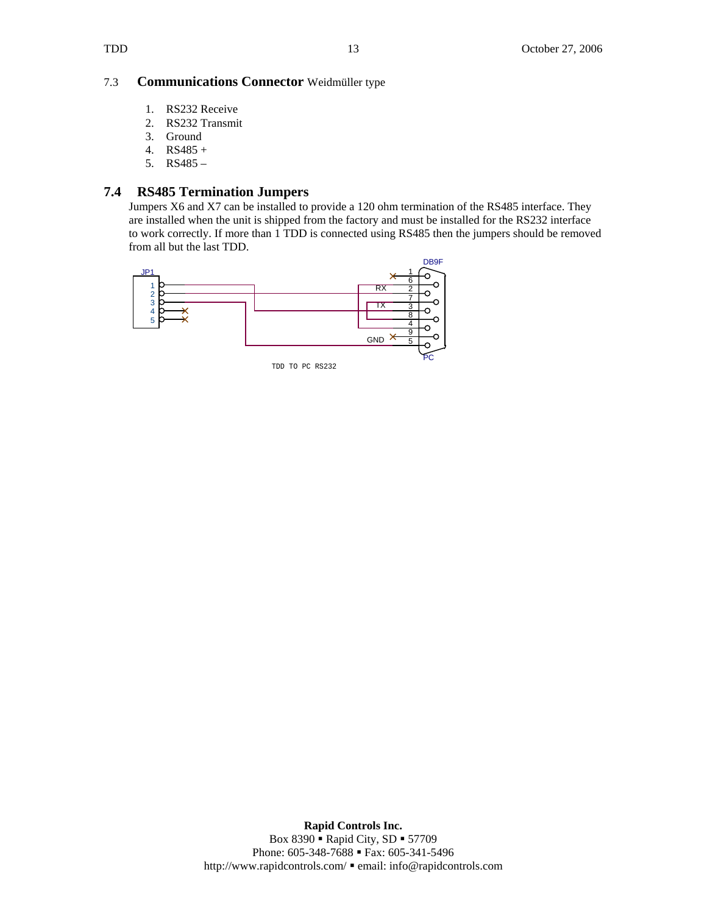## 7.3 **Communications Connector** Weidmüller type

1. RS232 Receive
2. RS232 Transmit
3. Ground
4. RS485 +
5. RS485 –

## 7.4 RS485 Termination Jumpers

Jumpers X6 and X7 can be installed to provide a 120 ohm termination of the RS485 interface. They are installed when the unit is shipped from the factory and must be installed for the RS232 interface to work correctly. If more than 1 TDD is connected using RS485 then the jumpers should be removed from all but the last TDD.

TDD TO PC RS232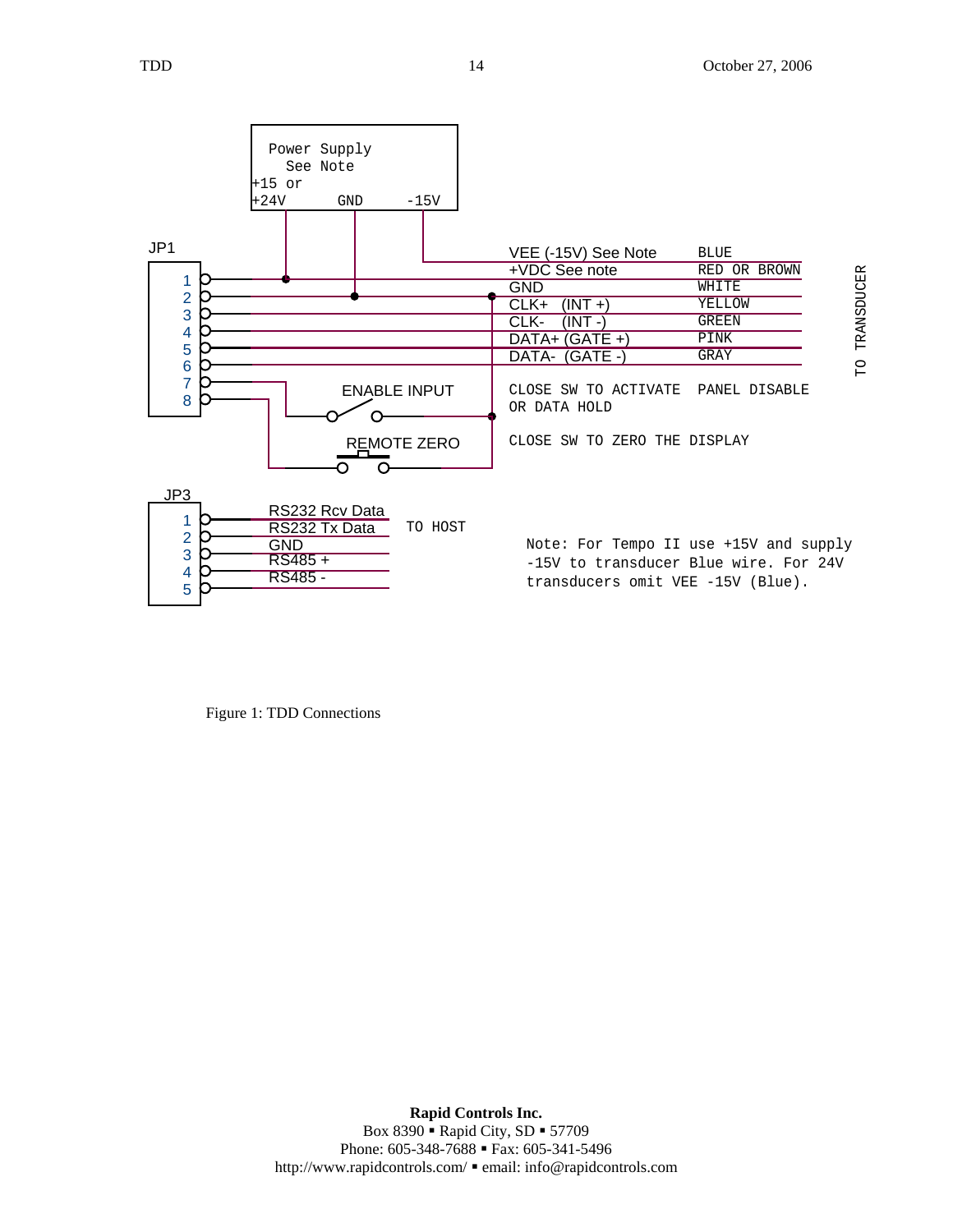Power Supply
See Note
+15 or
+24V GND -15V

JP1

| Pin | Signal | Wire Color |
|---|---|---|
| | VEE (-15V) See Note | BLUE |
| 1 | +VDC See note | RED OR BROWN |
| 2 | GND | WHITE |
| 3 | CLK+ (INT +) | YELLOW |
| 4 | CLK- (INT -) | GREEN |
| 5 | DATA+ (GATE +) | PINK |
| 6 | DATA- (GATE -) | GRAY |

TO TRANSDUCER

7 — ENABLE INPUT — CLOSE SW TO ACTIVATE PANEL DISABLE OR DATA HOLD

8 — REMOTE ZERO — CLOSE SW TO ZERO THE DISPLAY

JP3

| Pin | Signal |
|---|---|
| 1 | RS232 Rcv Data |
| 2 | RS232 Tx Data |
| 3 | GND |
| 4 | RS485 + |
| 5 | RS485 - |

TO HOST

Note: For Tempo II use +15V and supply -15V to transducer Blue wire. For 24V transducers omit VEE -15V (Blue).

Figure 1: TDD Connections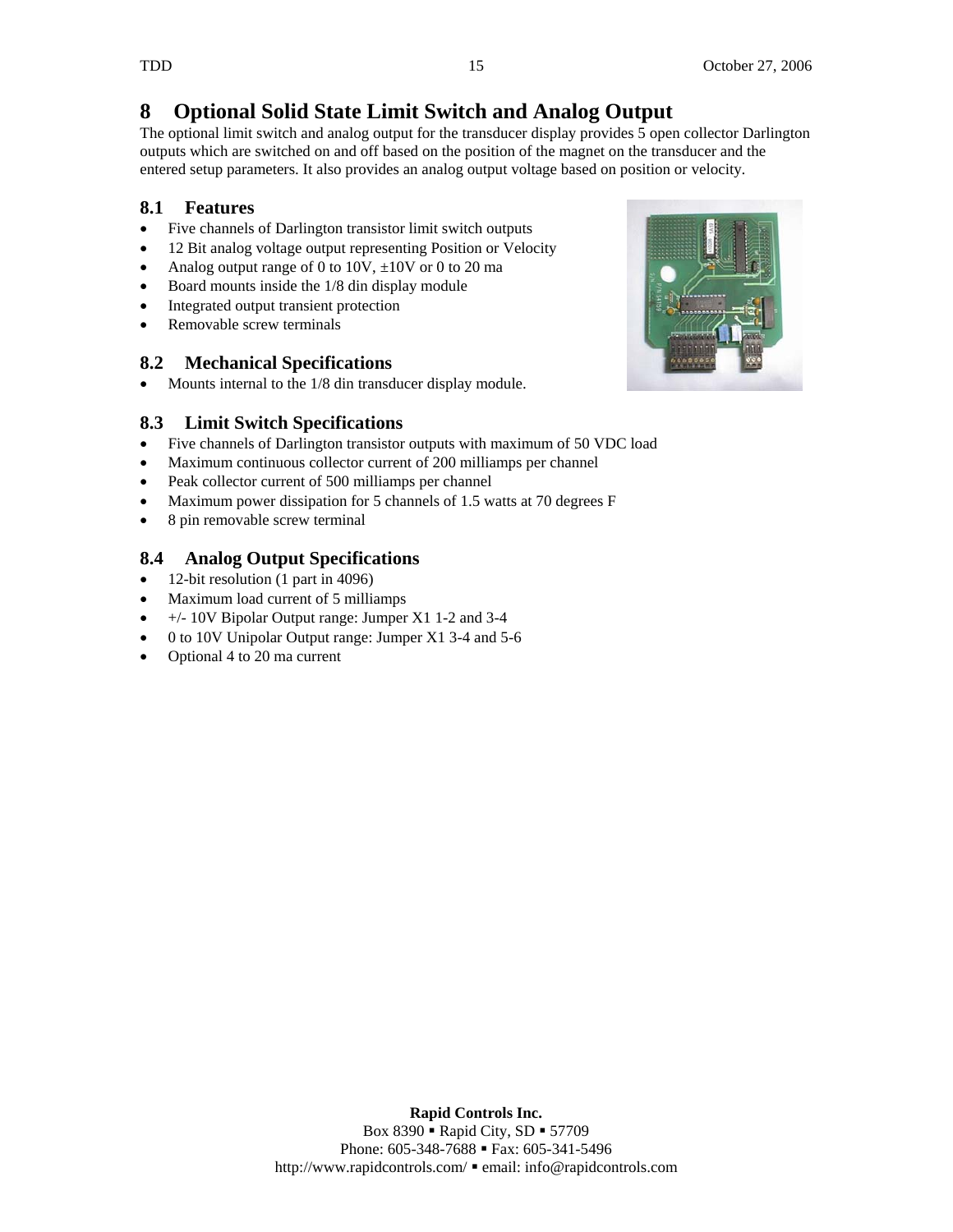# 8 Optional Solid State Limit Switch and Analog Output

The optional limit switch and analog output for the transducer display provides 5 open collector Darlington outputs which are switched on and off based on the position of the magnet on the transducer and the entered setup parameters. It also provides an analog output voltage based on position or velocity.

## 8.1 Features

- Five channels of Darlington transistor limit switch outputs
- 12 Bit analog voltage output representing Position or Velocity
- Analog output range of 0 to 10V, ±10V or 0 to 20 ma
- Board mounts inside the 1/8 din display module
- Integrated output transient protection
- Removable screw terminals

## 8.2 Mechanical Specifications

- Mounts internal to the 1/8 din transducer display module.

## 8.3 Limit Switch Specifications

- Five channels of Darlington transistor outputs with maximum of 50 VDC load
- Maximum continuous collector current of 200 milliamps per channel
- Peak collector current of 500 milliamps per channel
- Maximum power dissipation for 5 channels of 1.5 watts at 70 degrees F
- 8 pin removable screw terminal

## 8.4 Analog Output Specifications

- 12-bit resolution (1 part in 4096)
- Maximum load current of 5 milliamps
- +/- 10V Bipolar Output range: Jumper X1 1-2 and 3-4
- 0 to 10V Unipolar Output range: Jumper X1 3-4 and 5-6
- Optional 4 to 20 ma current

**Rapid Controls Inc.**
Box 8390 ▪ Rapid City, SD ▪ 57709
Phone: 605-348-7688 ▪ Fax: 605-341-5496
http://www.rapidcontrols.com/ ▪ email: info@rapidcontrols.com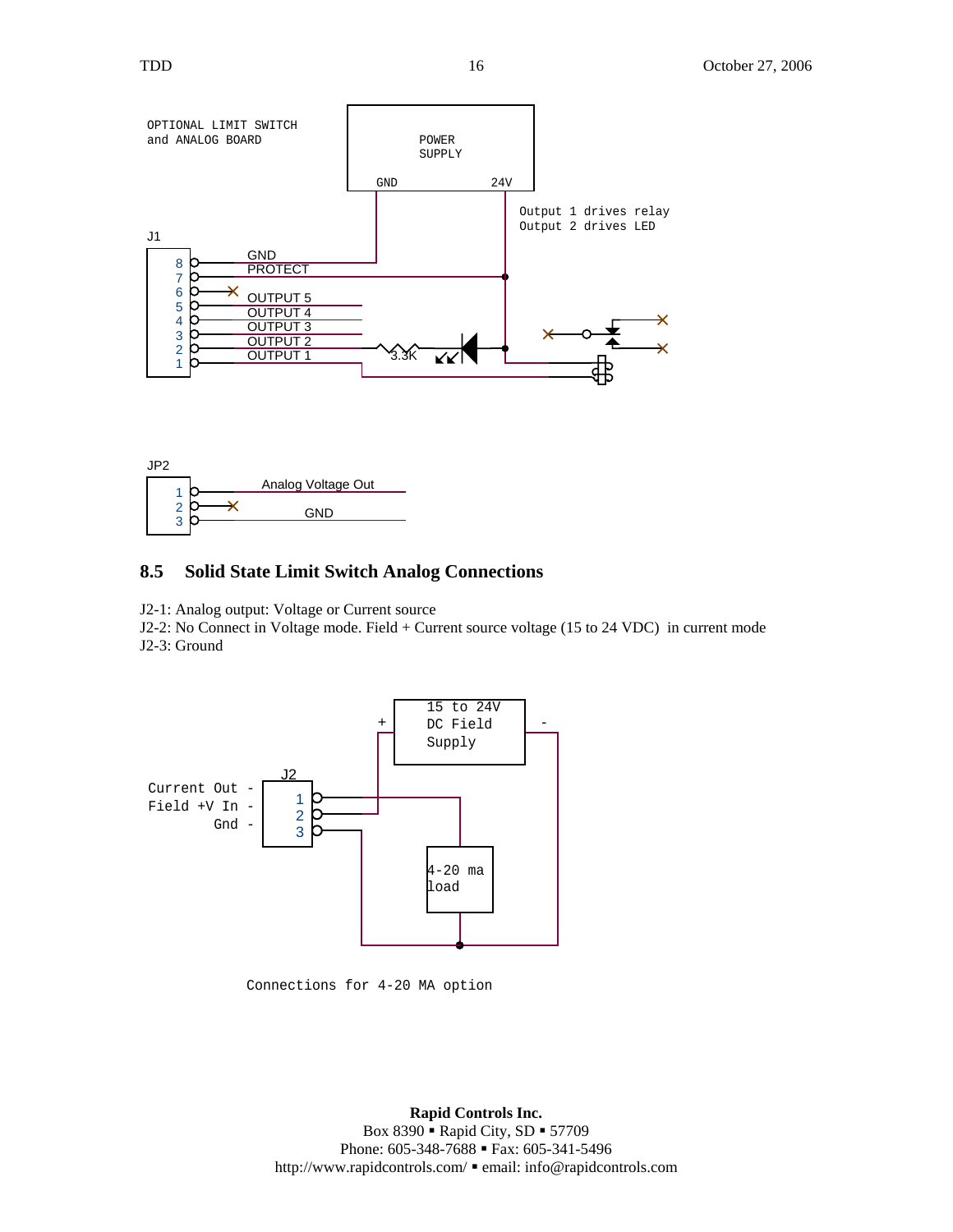OPTIONAL LIMIT SWITCH and ANALOG BOARD

POWER SUPPLY

GND 24V

Output 1 drives relay
Output 2 drives LED

J1

| Pin | Signal |
|---|---|
| 8 | GND |
| 7 | PROTECT |
| 6 | |
| 5 | OUTPUT 5 |
| 4 | OUTPUT 4 |
| 3 | OUTPUT 3 |
| 2 | OUTPUT 2 |
| 1 | OUTPUT 1 |

3.3K

JP2

| Pin | Signal |
|---|---|
| 1 | Analog Voltage Out |
| 2 | |
| 3 | GND |

## 8.5 Solid State Limit Switch Analog Connections

J2-1: Analog output: Voltage or Current source
J2-2: No Connect in Voltage mode. Field + Current source voltage (15 to 24 VDC) in current mode
J2-3: Ground

15 to 24V DC Field Supply

\+ -

J2

Current Out - 1
Field +V In - 2
Gnd - 3

4-20 ma load

Connections for 4-20 MA option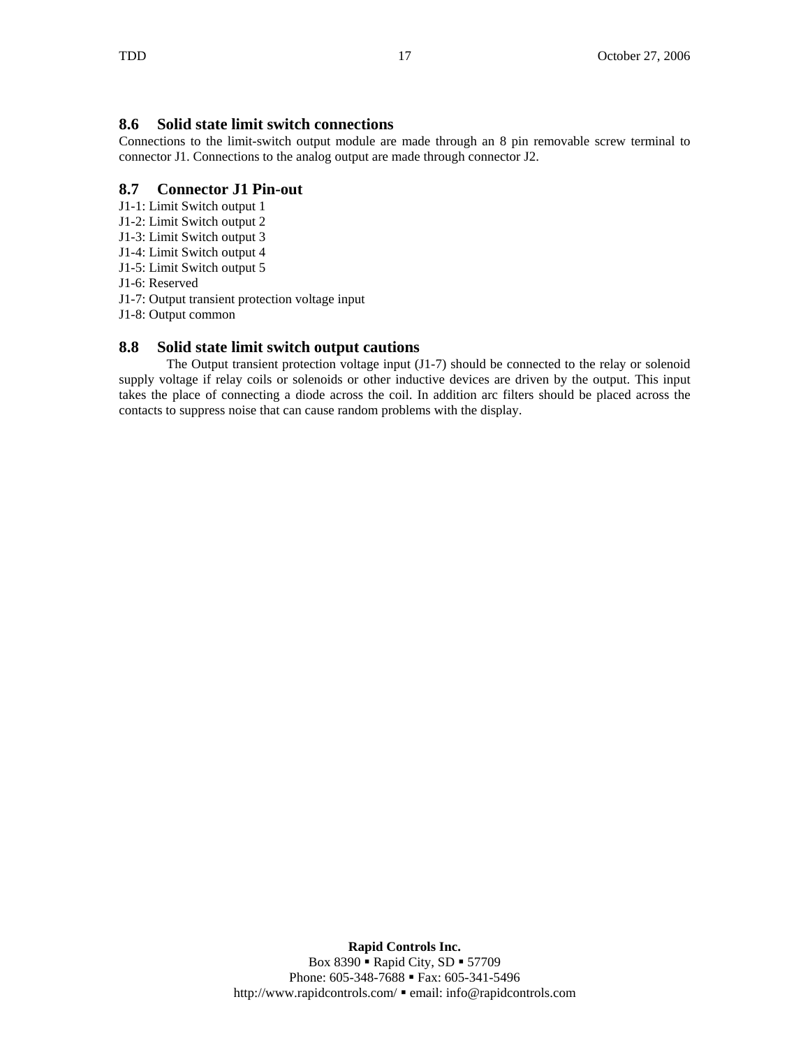## 8.6 Solid state limit switch connections

Connections to the limit-switch output module are made through an 8 pin removable screw terminal to connector J1. Connections to the analog output are made through connector J2.

## 8.7 Connector J1 Pin-out

J1-1: Limit Switch output 1
J1-2: Limit Switch output 2
J1-3: Limit Switch output 3
J1-4: Limit Switch output 4
J1-5: Limit Switch output 5
J1-6: Reserved
J1-7: Output transient protection voltage input
J1-8: Output common

## 8.8 Solid state limit switch output cautions

The Output transient protection voltage input (J1-7) should be connected to the relay or solenoid supply voltage if relay coils or solenoids or other inductive devices are driven by the output. This input takes the place of connecting a diode across the coil. In addition arc filters should be placed across the contacts to suppress noise that can cause random problems with the display.

**Rapid Controls Inc.**
Box 8390 ▪ Rapid City, SD ▪ 57709
Phone: 605-348-7688 ▪ Fax: 605-341-5496
http://www.rapidcontrols.com/ ▪ email: info@rapidcontrols.com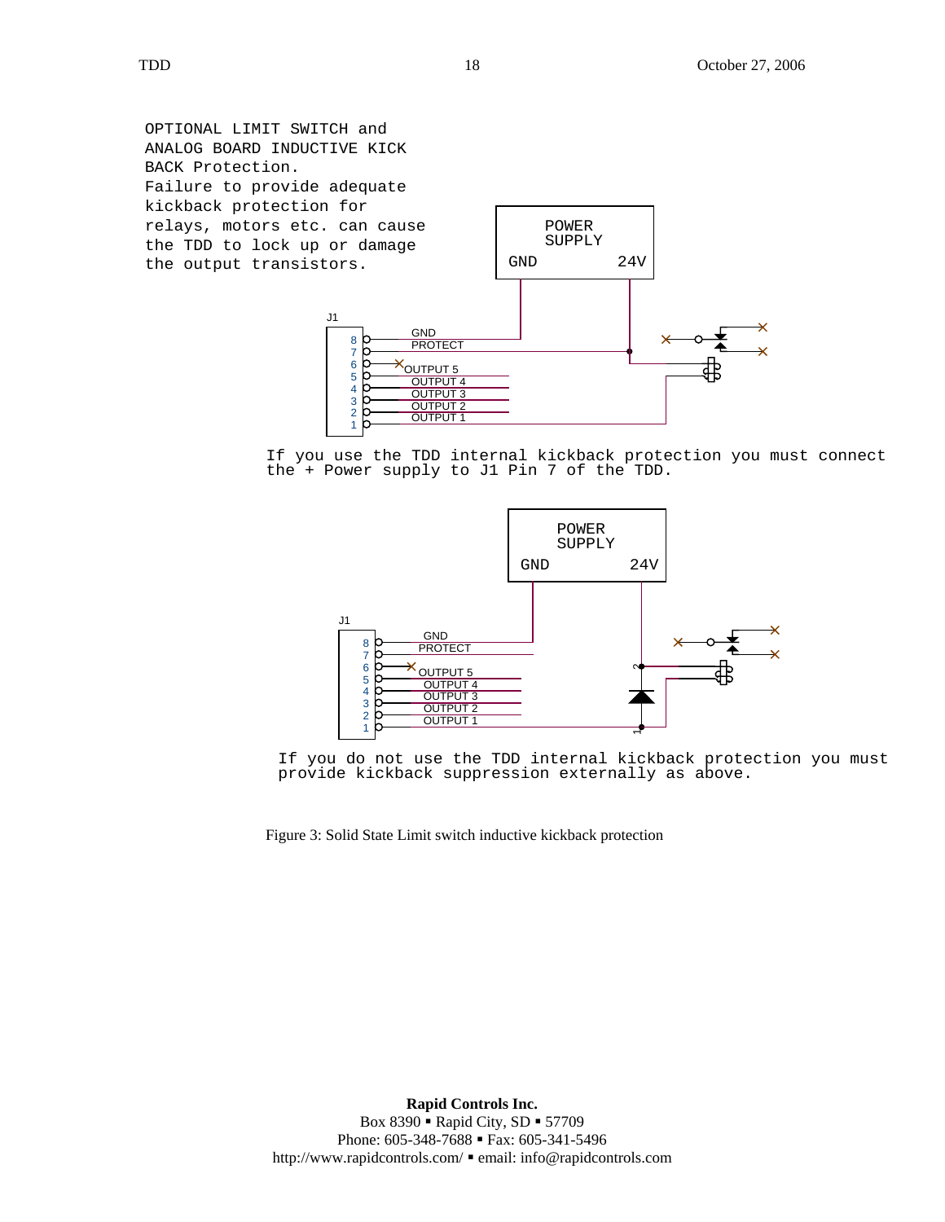OPTIONAL LIMIT SWITCH and ANALOG BOARD INDUCTIVE KICK BACK Protection.
Failure to provide adequate kickback protection for relays, motors etc. can cause the TDD to lock up or damage the output transistors.

If you use the TDD internal kickback protection you must connect the + Power supply to J1 Pin 7 of the TDD.

If you do not use the TDD internal kickback protection you must provide kickback suppression externally as above.

Figure 3: Solid State Limit switch inductive kickback protection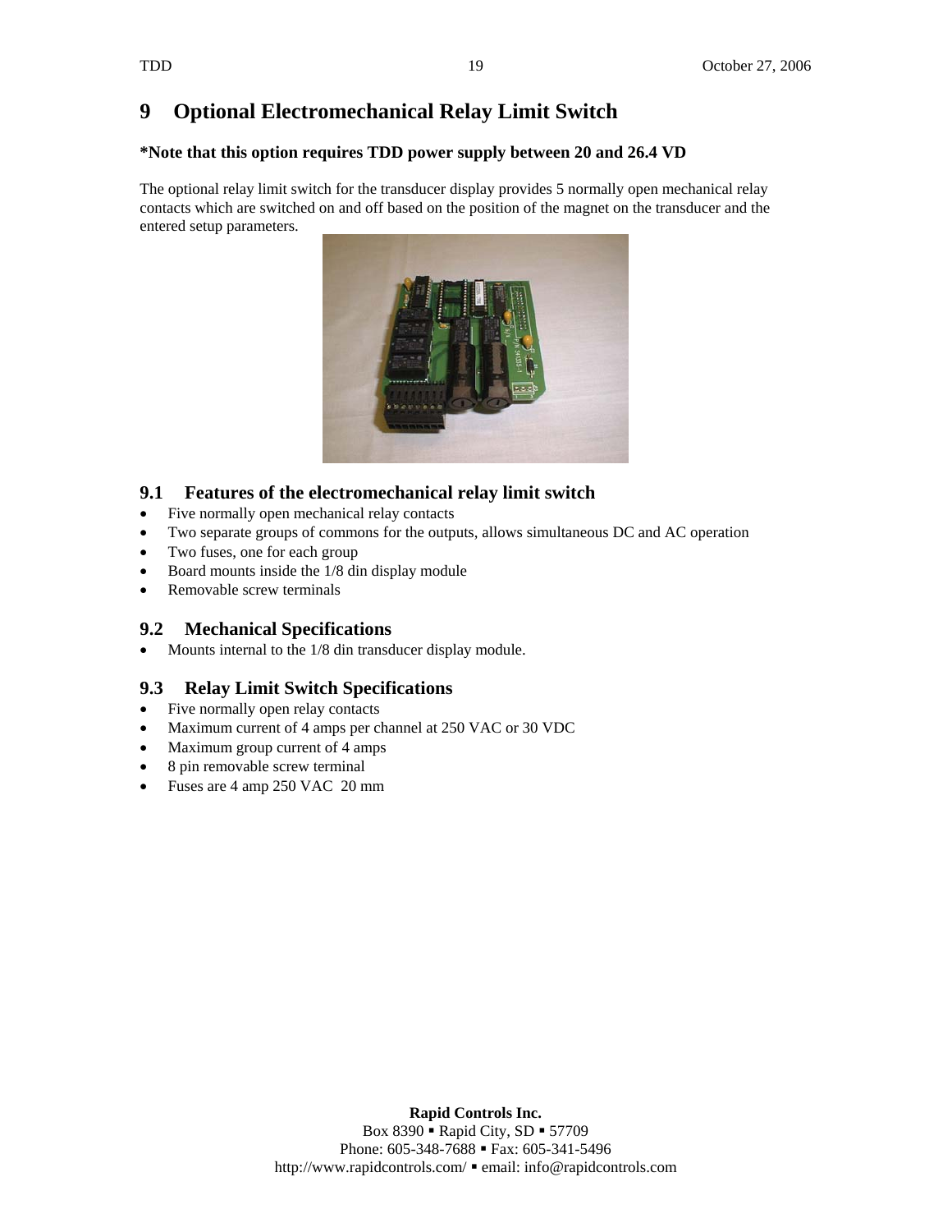# 9 Optional Electromechanical Relay Limit Switch

**\*Note that this option requires TDD power supply between 20 and 26.4 VD**

The optional relay limit switch for the transducer display provides 5 normally open mechanical relay contacts which are switched on and off based on the position of the magnet on the transducer and the entered setup parameters.

## 9.1 Features of the electromechanical relay limit switch

- Five normally open mechanical relay contacts
- Two separate groups of commons for the outputs, allows simultaneous DC and AC operation
- Two fuses, one for each group
- Board mounts inside the 1/8 din display module
- Removable screw terminals

## 9.2 Mechanical Specifications

- Mounts internal to the 1/8 din transducer display module.

## 9.3 Relay Limit Switch Specifications

- Five normally open relay contacts
- Maximum current of 4 amps per channel at 250 VAC or 30 VDC
- Maximum group current of 4 amps
- 8 pin removable screw terminal
- Fuses are 4 amp 250 VAC 20 mm

**Rapid Controls Inc.**
Box 8390 ▪ Rapid City, SD ▪ 57709
Phone: 605-348-7688 ▪ Fax: 605-341-5496
http://www.rapidcontrols.com/ ▪ email: info@rapidcontrols.com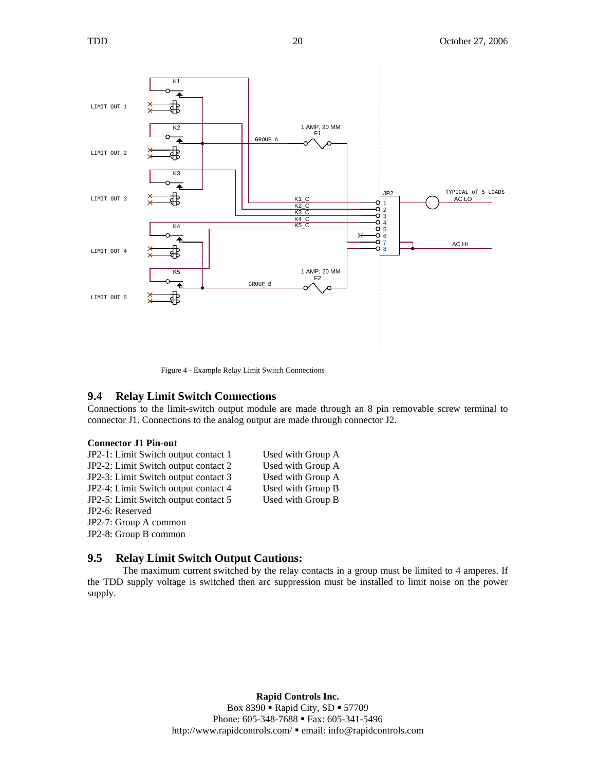Figure 4 - Example Relay Limit Switch Connections

## 9.4 Relay Limit Switch Connections

Connections to the limit-switch output module are made through an 8 pin removable screw terminal to connector J1. Connections to the analog output are made through connector J2.

**Connector J1 Pin-out**

| | |
|---|---|
| JP2-1: Limit Switch output contact 1 | Used with Group A |
| JP2-2: Limit Switch output contact 2 | Used with Group A |
| JP2-3: Limit Switch output contact 3 | Used with Group A |
| JP2-4: Limit Switch output contact 4 | Used with Group B |
| JP2-5: Limit Switch output contact 5 | Used with Group B |
| JP2-6: Reserved | |
| JP2-7: Group A common | |
| JP2-8: Group B common | |

## 9.5 Relay Limit Switch Output Cautions:

The maximum current switched by the relay contacts in a group must be limited to 4 amperes. If the TDD supply voltage is switched then arc suppression must be installed to limit noise on the power supply.

**Rapid Controls Inc.**
Box 8390 ▪ Rapid City, SD ▪ 57709
Phone: 605-348-7688 ▪ Fax: 605-341-5496
http://www.rapidcontrols.com/ ▪ email: info@rapidcontrols.com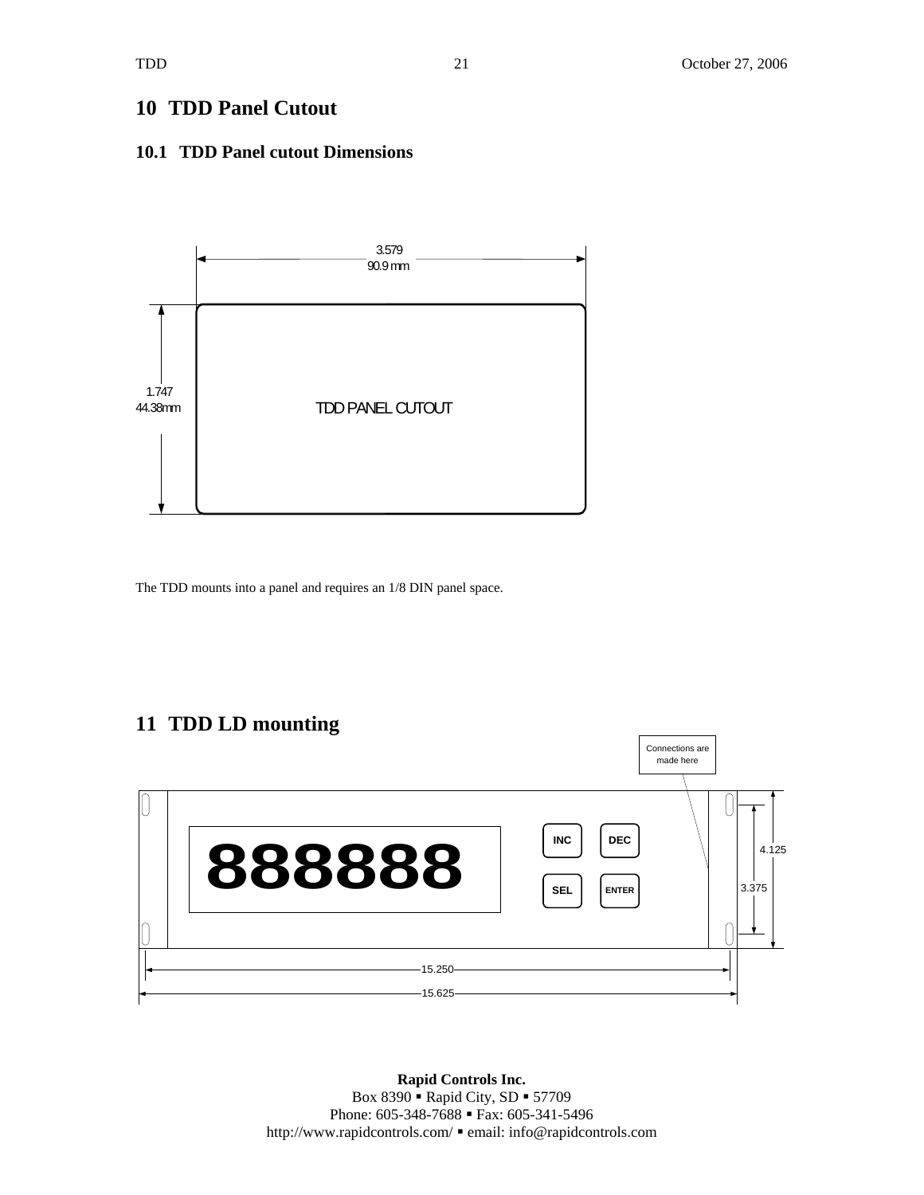# 10 TDD Panel Cutout

## 10.1 TDD Panel cutout Dimensions

3.579
90.9 mm

1.747
44.38mm

TDD PANEL CUTOUT

The TDD mounts into a panel and requires an 1/8 DIN panel space.

# 11 TDD LD mounting

Connections are made here

888888

INC
DEC
SEL
ENTER

4.125
3.375
15.250
15.625

**Rapid Controls Inc.**
Box 8390 ▪ Rapid City, SD ▪ 57709
Phone: 605-348-7688 ▪ Fax: 605-341-5496
http://www.rapidcontrols.com/ ▪ email: info@rapidcontrols.com